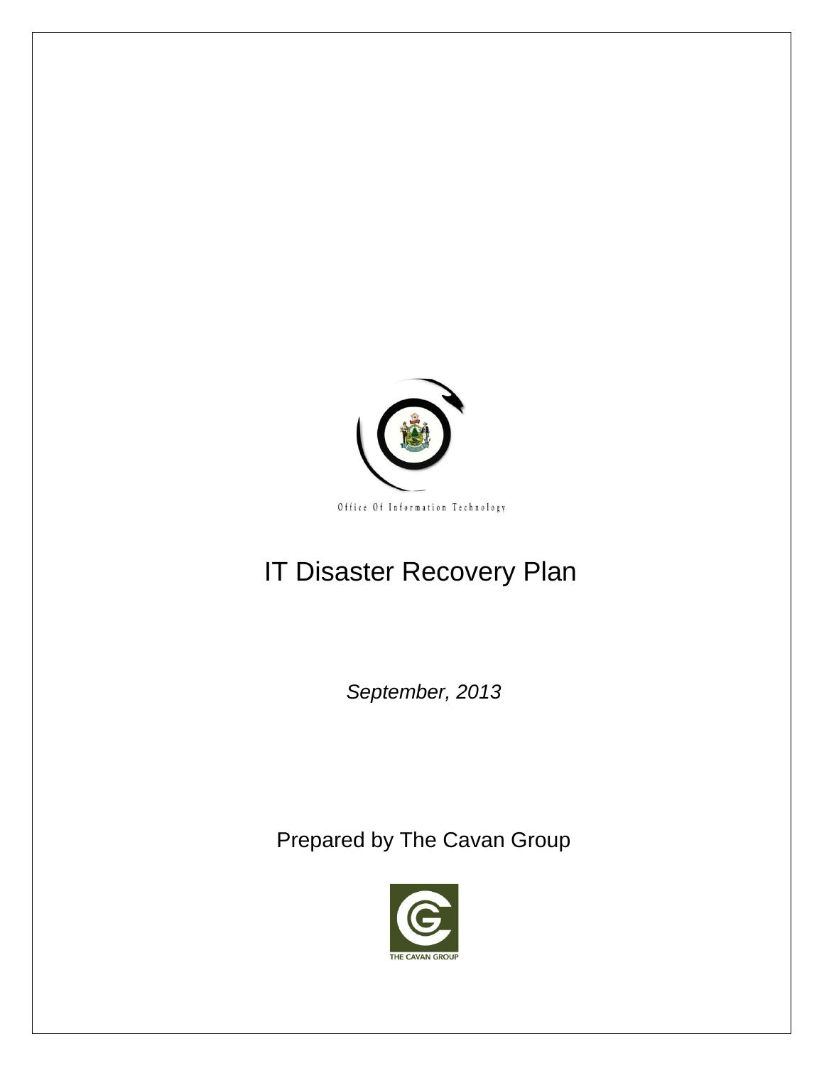Office Of Information Technology

# IT Disaster Recovery Plan

*September, 2013*

Prepared by The Cavan Group

THE CAVAN GROUP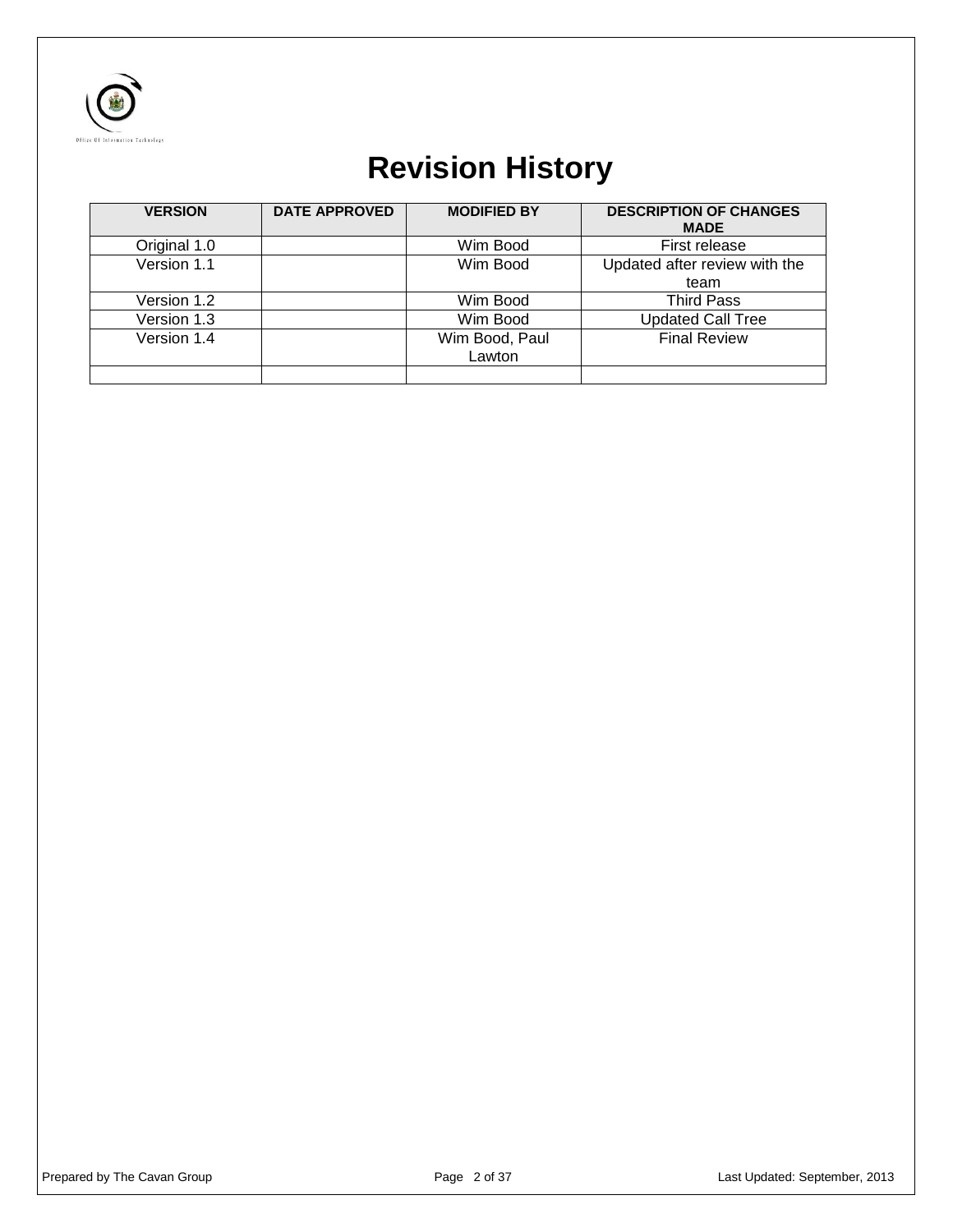# Revision History

| VERSION | DATE APPROVED | MODIFIED BY | DESCRIPTION OF CHANGES MADE |
|---|---|---|---|
| Original 1.0 | | Wim Bood | First release |
| Version 1.1 | | Wim Bood | Updated after review with the team |
| Version 1.2 | | Wim Bood | Third Pass |
| Version 1.3 | | Wim Bood | Updated Call Tree |
| Version 1.4 | | Wim Bood, Paul Lawton | Final Review |
| | | | |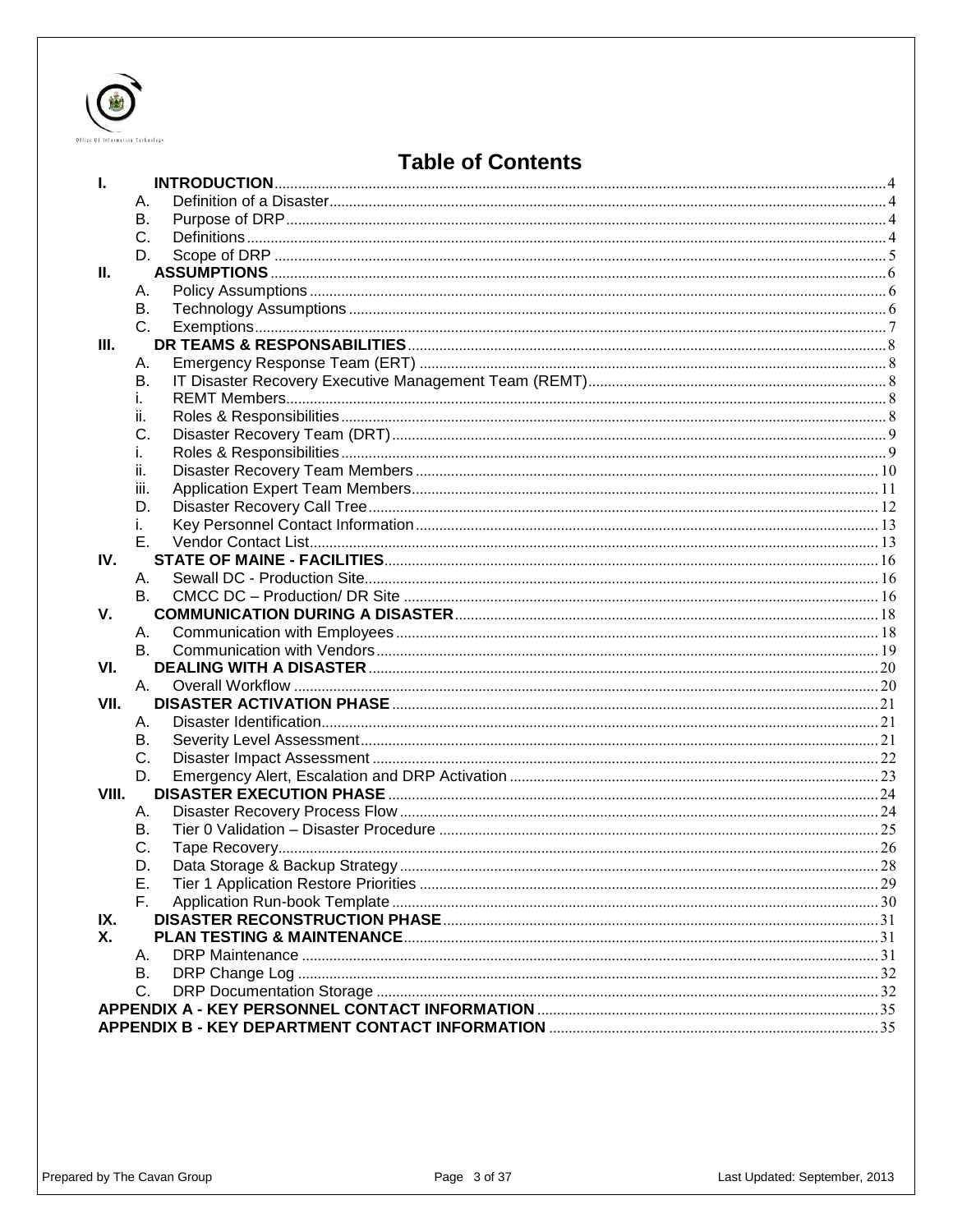# Table of Contents

**I. INTRODUCTION** .......... 4
- A. Definition of a Disaster .......... 4
- B. Purpose of DRP .......... 4
- C. Definitions .......... 4
- D. Scope of DRP .......... 5

**II. ASSUMPTIONS** .......... 6
- A. Policy Assumptions .......... 6
- B. Technology Assumptions .......... 6
- C. Exemptions .......... 7

**III. DR TEAMS & RESPONSABILITIES** .......... 8
- A. Emergency Response Team (ERT) .......... 8
- B. IT Disaster Recovery Executive Management Team (REMT) .......... 8
- i. REMT Members .......... 8
- ii. Roles & Responsibilities .......... 8
- C. Disaster Recovery Team (DRT) .......... 9
- i. Roles & Responsibilities .......... 9
- ii. Disaster Recovery Team Members .......... 10
- iii. Application Expert Team Members .......... 11
- D. Disaster Recovery Call Tree .......... 12
- i. Key Personnel Contact Information .......... 13
- E. Vendor Contact List .......... 13

**IV. STATE OF MAINE - FACILITIES** .......... 16
- A. Sewall DC - Production Site .......... 16
- B. CMCC DC – Production/ DR Site .......... 16

**V. COMMUNICATION DURING A DISASTER** .......... 18
- A. Communication with Employees .......... 18
- B. Communication with Vendors .......... 19

**VI. DEALING WITH A DISASTER** .......... 20
- A. Overall Workflow .......... 20

**VII. DISASTER ACTIVATION PHASE** .......... 21
- A. Disaster Identification .......... 21
- B. Severity Level Assessment .......... 21
- C. Disaster Impact Assessment .......... 22
- D. Emergency Alert, Escalation and DRP Activation .......... 23

**VIII. DISASTER EXECUTION PHASE** .......... 24
- A. Disaster Recovery Process Flow .......... 24
- B. Tier 0 Validation – Disaster Procedure .......... 25
- C. Tape Recovery .......... 26
- D. Data Storage & Backup Strategy .......... 28
- E. Tier 1 Application Restore Priorities .......... 29
- F. Application Run-book Template .......... 30

**IX. DISASTER RECONSTRUCTION PHASE** .......... 31

**X. PLAN TESTING & MAINTENANCE** .......... 31
- A. DRP Maintenance .......... 31
- B. DRP Change Log .......... 32
- C. DRP Documentation Storage .......... 32

**APPENDIX A - KEY PERSONNEL CONTACT INFORMATION** .......... 35

**APPENDIX B - KEY DEPARTMENT CONTACT INFORMATION** .......... 35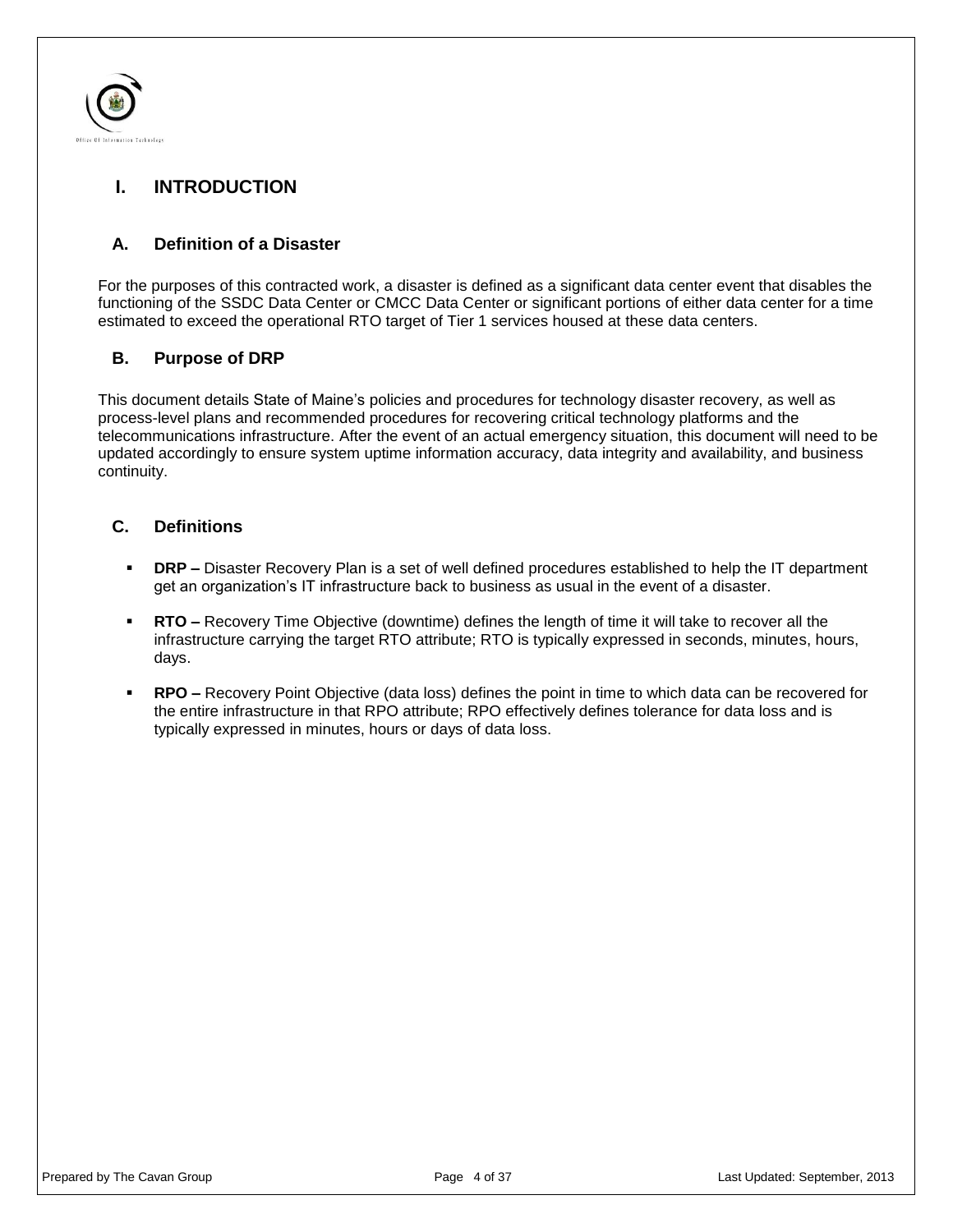# I. INTRODUCTION

## A. Definition of a Disaster

For the purposes of this contracted work, a disaster is defined as a significant data center event that disables the functioning of the SSDC Data Center or CMCC Data Center or significant portions of either data center for a time estimated to exceed the operational RTO target of Tier 1 services housed at these data centers.

## B. Purpose of DRP

This document details State of Maine's policies and procedures for technology disaster recovery, as well as process-level plans and recommended procedures for recovering critical technology platforms and the telecommunications infrastructure. After the event of an actual emergency situation, this document will need to be updated accordingly to ensure system uptime information accuracy, data integrity and availability, and business continuity.

## C. Definitions

- **DRP –** Disaster Recovery Plan is a set of well defined procedures established to help the IT department get an organization's IT infrastructure back to business as usual in the event of a disaster.
- **RTO –** Recovery Time Objective (downtime) defines the length of time it will take to recover all the infrastructure carrying the target RTO attribute; RTO is typically expressed in seconds, minutes, hours, days.
- **RPO –** Recovery Point Objective (data loss) defines the point in time to which data can be recovered for the entire infrastructure in that RPO attribute; RPO effectively defines tolerance for data loss and is typically expressed in minutes, hours or days of data loss.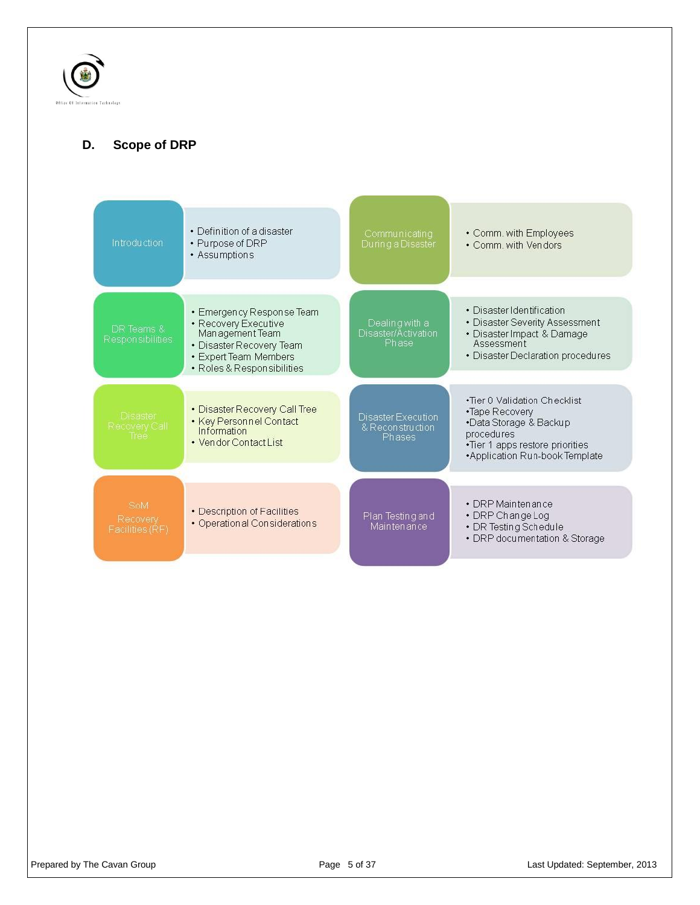## D. Scope of DRP

**Introduction**
- Definition of a disaster
- Purpose of DRP
- Assumptions

**DR Teams & Responsibilities**
- Emergency Response Team
- Recovery Executive Management Team
- Disaster Recovery Team
- Expert Team Members
- Roles & Responsibilities

**Disaster Recovery Call Tree**
- Disaster Recovery Call Tree
- Key Personnel Contact Information
- Vendor Contact List

**SoM Recovery Facilities (RF)**
- Description of Facilities
- Operational Considerations

**Communicating During a Disaster**
- Comm. with Employees
- Comm. with Vendors

**Dealing with a Disaster/Activation Phase**
- Disaster Identification
- Disaster Severity Assessment
- Disaster Impact & Damage Assessment
- Disaster Declaration procedures

**Disaster Execution & Reconstruction Phases**
- Tier 0 Validation Checklist
- Tape Recovery
- Data Storage & Backup procedures
- Tier 1 apps restore priorities
- Application Run-book Template

**Plan Testing and Maintenance**
- DRP Maintenance
- DRP Change Log
- DR Testing Schedule
- DRP documentation & Storage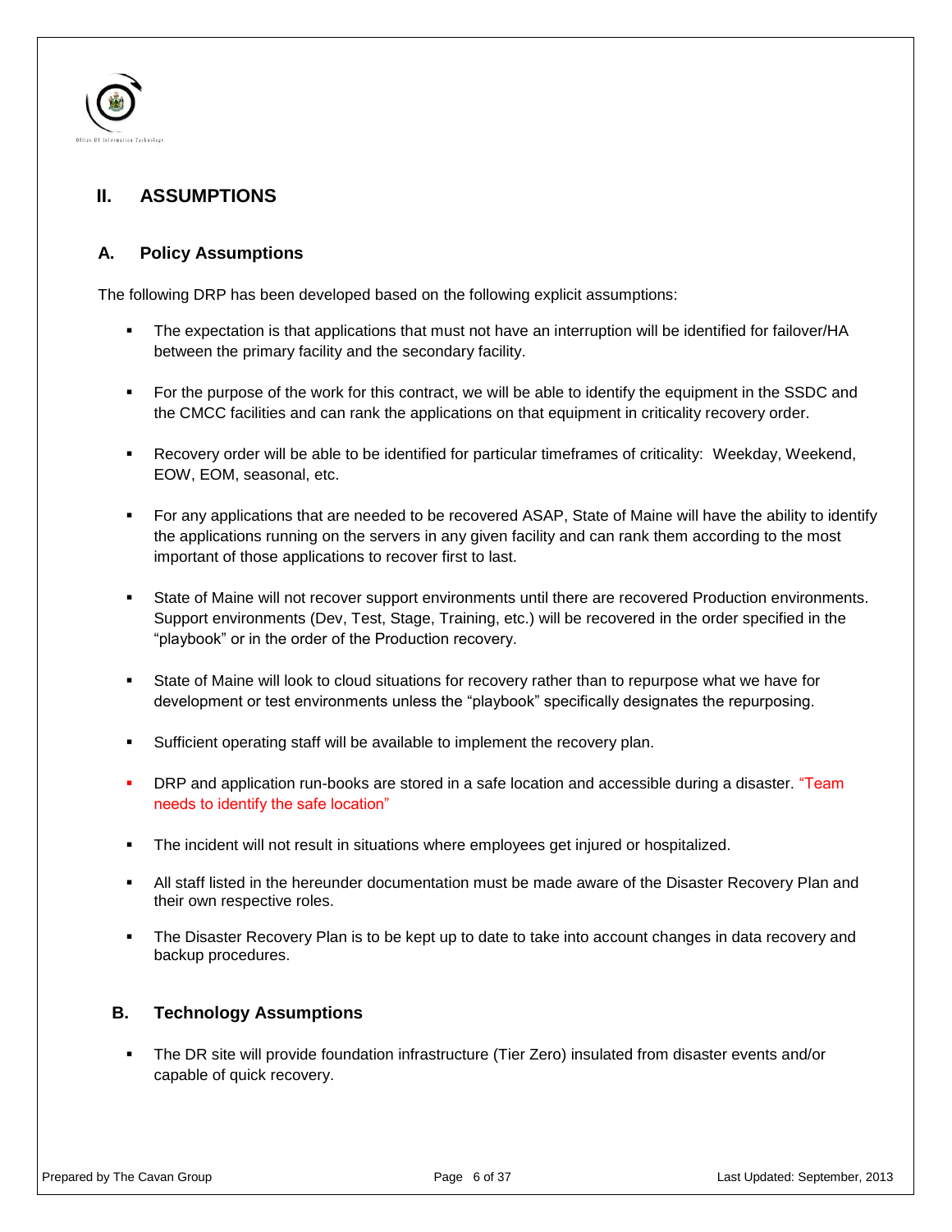## II. ASSUMPTIONS

### A. Policy Assumptions

The following DRP has been developed based on the following explicit assumptions:

- The expectation is that applications that must not have an interruption will be identified for failover/HA between the primary facility and the secondary facility.
- For the purpose of the work for this contract, we will be able to identify the equipment in the SSDC and the CMCC facilities and can rank the applications on that equipment in criticality recovery order.
- Recovery order will be able to be identified for particular timeframes of criticality: Weekday, Weekend, EOW, EOM, seasonal, etc.
- For any applications that are needed to be recovered ASAP, State of Maine will have the ability to identify the applications running on the servers in any given facility and can rank them according to the most important of those applications to recover first to last.
- State of Maine will not recover support environments until there are recovered Production environments. Support environments (Dev, Test, Stage, Training, etc.) will be recovered in the order specified in the "playbook" or in the order of the Production recovery.
- State of Maine will look to cloud situations for recovery rather than to repurpose what we have for development or test environments unless the "playbook" specifically designates the repurposing.
- Sufficient operating staff will be available to implement the recovery plan.
- DRP and application run-books are stored in a safe location and accessible during a disaster. "Team needs to identify the safe location"
- The incident will not result in situations where employees get injured or hospitalized.
- All staff listed in the hereunder documentation must be made aware of the Disaster Recovery Plan and their own respective roles.
- The Disaster Recovery Plan is to be kept up to date to take into account changes in data recovery and backup procedures.

### B. Technology Assumptions

- The DR site will provide foundation infrastructure (Tier Zero) insulated from disaster events and/or capable of quick recovery.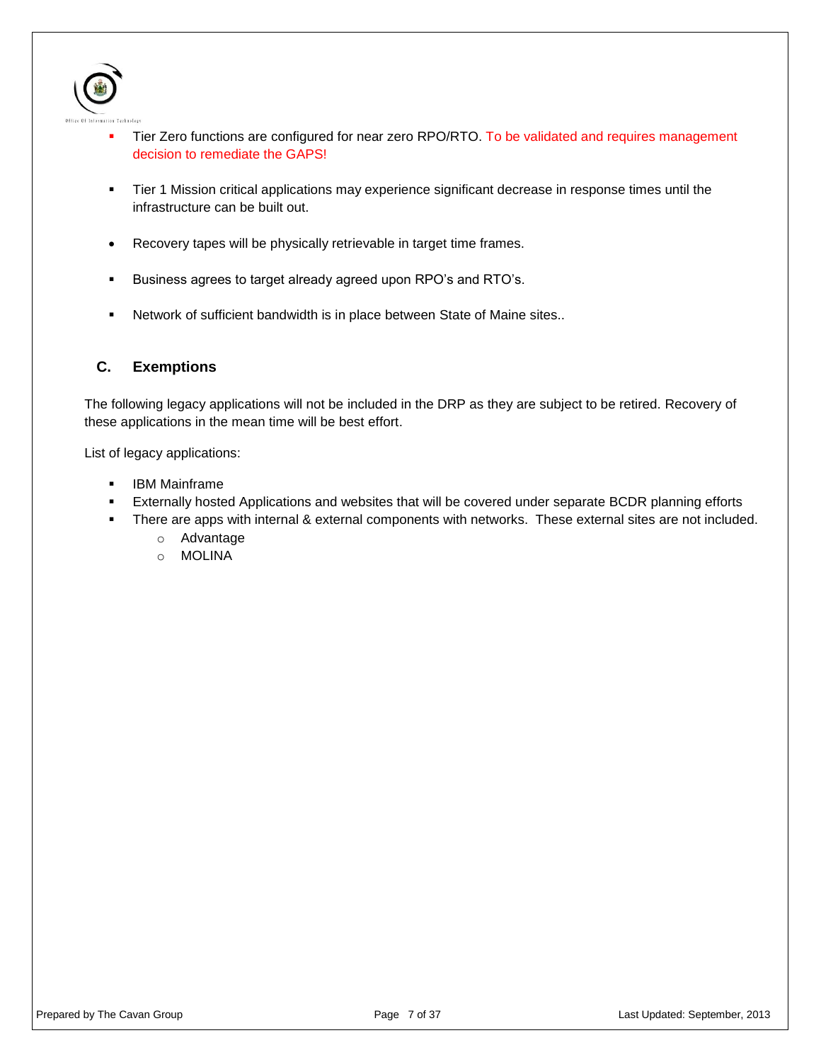- Tier Zero functions are configured for near zero RPO/RTO. To be validated and requires management decision to remediate the GAPS!

- Tier 1 Mission critical applications may experience significant decrease in response times until the infrastructure can be built out.

- Recovery tapes will be physically retrievable in target time frames.

- Business agrees to target already agreed upon RPO's and RTO's.

- Network of sufficient bandwidth is in place between State of Maine sites..

## C. Exemptions

The following legacy applications will not be included in the DRP as they are subject to be retired. Recovery of these applications in the mean time will be best effort.

List of legacy applications:

- IBM Mainframe
- Externally hosted Applications and websites that will be covered under separate BCDR planning efforts
- There are apps with internal & external components with networks. These external sites are not included.
  - Advantage
  - MOLINA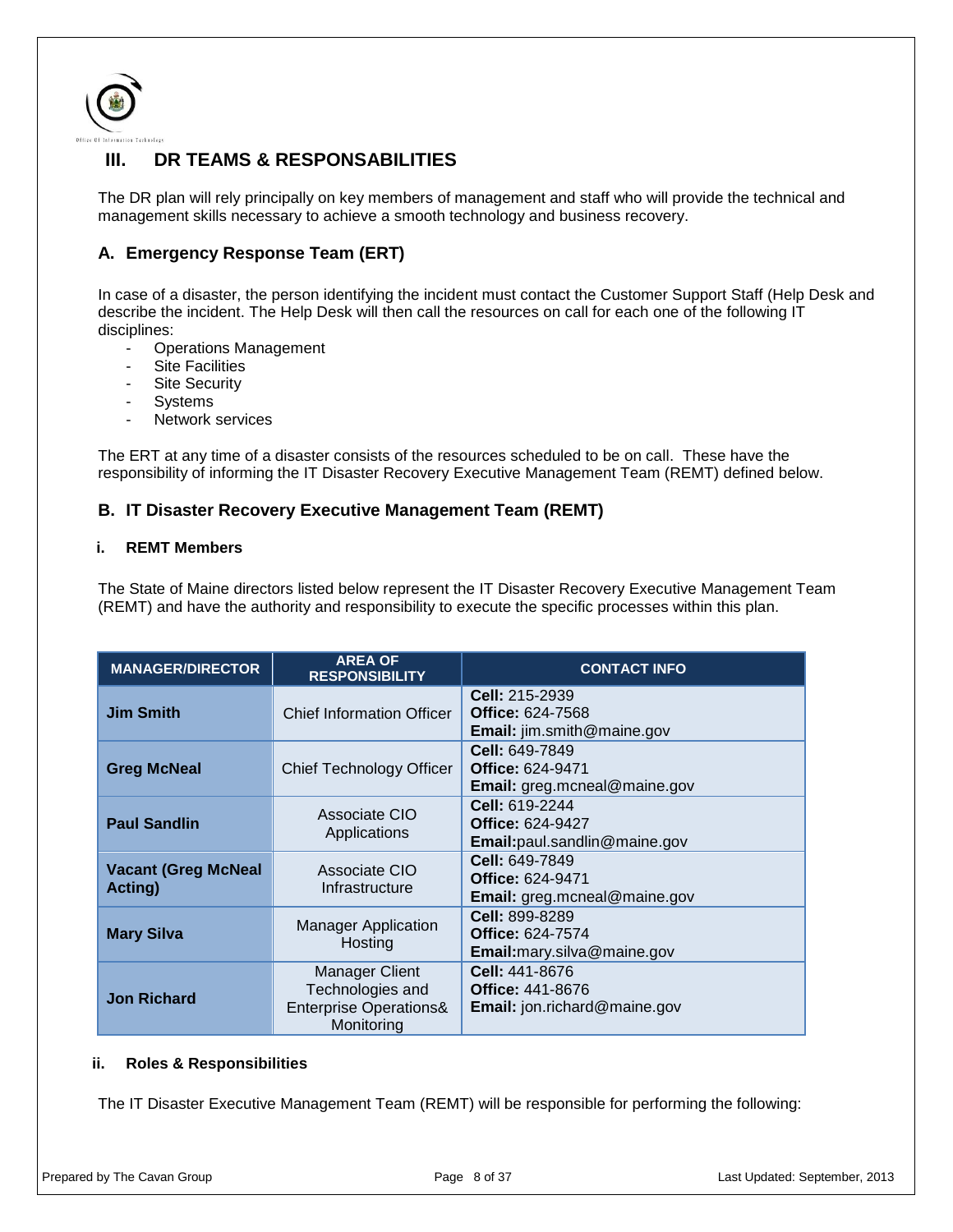## III. DR TEAMS & RESPONSABILITIES

The DR plan will rely principally on key members of management and staff who will provide the technical and management skills necessary to achieve a smooth technology and business recovery.

### A. Emergency Response Team (ERT)

In case of a disaster, the person identifying the incident must contact the Customer Support Staff (Help Desk and describe the incident. The Help Desk will then call the resources on call for each one of the following IT disciplines:

- Operations Management
- Site Facilities
- Site Security
- Systems
- Network services

The ERT at any time of a disaster consists of the resources scheduled to be on call. These have the responsibility of informing the IT Disaster Recovery Executive Management Team (REMT) defined below.

### B. IT Disaster Recovery Executive Management Team (REMT)

#### i. REMT Members

The State of Maine directors listed below represent the IT Disaster Recovery Executive Management Team (REMT) and have the authority and responsibility to execute the specific processes within this plan.

| MANAGER/DIRECTOR | AREA OF RESPONSIBILITY | CONTACT INFO |
|---|---|---|
| **Jim Smith** | Chief Information Officer | **Cell:** 215-2939<br>**Office:** 624-7568<br>**Email:** jim.smith@maine.gov |
| **Greg McNeal** | Chief Technology Officer | **Cell:** 649-7849<br>**Office:** 624-9471<br>**Email:** greg.mcneal@maine.gov |
| **Paul Sandlin** | Associate CIO Applications | **Cell:** 619-2244<br>**Office:** 624-9427<br>**Email:**paul.sandlin@maine.gov |
| **Vacant (Greg McNeal Acting)** | Associate CIO Infrastructure | **Cell:** 649-7849<br>**Office:** 624-9471<br>**Email:** greg.mcneal@maine.gov |
| **Mary Silva** | Manager Application Hosting | **Cell:** 899-8289<br>**Office:** 624-7574<br>**Email:**mary.silva@maine.gov |
| **Jon Richard** | Manager Client Technologies and Enterprise Operations& Monitoring | **Cell:** 441-8676<br>**Office:** 441-8676<br>**Email:** jon.richard@maine.gov |

#### ii. Roles & Responsibilities

The IT Disaster Executive Management Team (REMT) will be responsible for performing the following: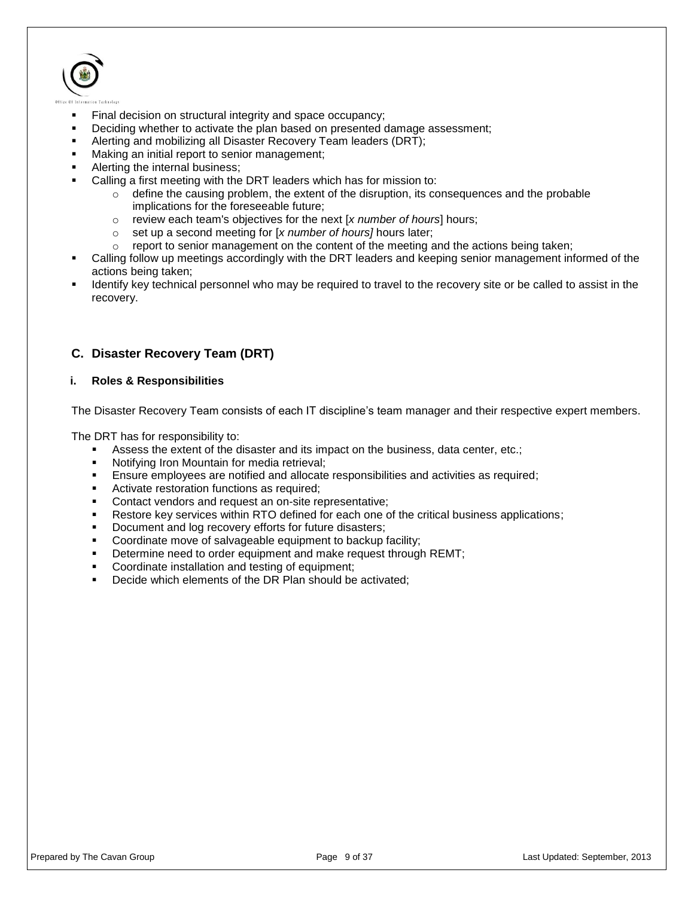- Final decision on structural integrity and space occupancy;
- Deciding whether to activate the plan based on presented damage assessment;
- Alerting and mobilizing all Disaster Recovery Team leaders (DRT);
- Making an initial report to senior management;
- Alerting the internal business;
- Calling a first meeting with the DRT leaders which has for mission to:
    - define the causing problem, the extent of the disruption, its consequences and the probable implications for the foreseeable future;
    - review each team's objectives for the next [*x number of hours*] hours;
    - set up a second meeting for [*x number of hours]* hours later;
    - report to senior management on the content of the meeting and the actions being taken;
- Calling follow up meetings accordingly with the DRT leaders and keeping senior management informed of the actions being taken;
- Identify key technical personnel who may be required to travel to the recovery site or be called to assist in the recovery.

## C. Disaster Recovery Team (DRT)

### i. Roles & Responsibilities

The Disaster Recovery Team consists of each IT discipline's team manager and their respective expert members.

The DRT has for responsibility to:

- Assess the extent of the disaster and its impact on the business, data center, etc.;
- Notifying Iron Mountain for media retrieval;
- Ensure employees are notified and allocate responsibilities and activities as required;
- Activate restoration functions as required;
- Contact vendors and request an on-site representative;
- Restore key services within RTO defined for each one of the critical business applications;
- Document and log recovery efforts for future disasters;
- Coordinate move of salvageable equipment to backup facility;
- Determine need to order equipment and make request through REMT;
- Coordinate installation and testing of equipment;
- Decide which elements of the DR Plan should be activated;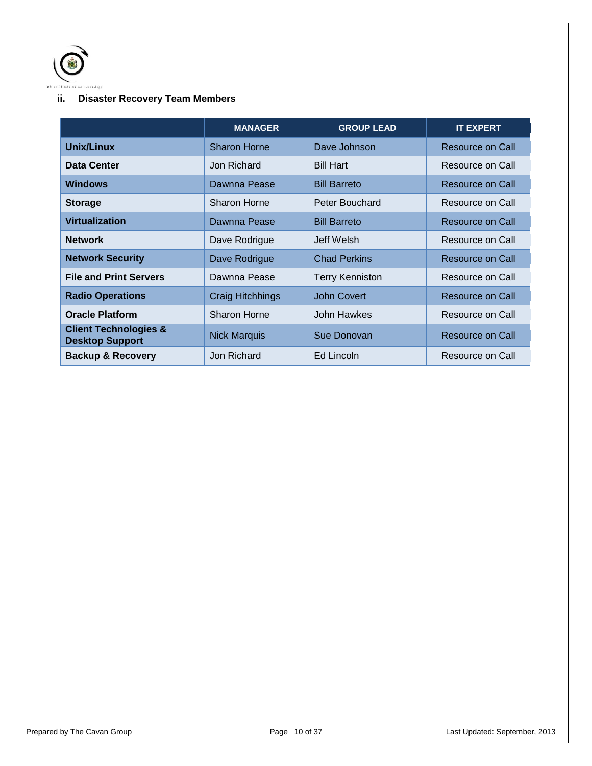### ii. Disaster Recovery Team Members

| | MANAGER | GROUP LEAD | IT EXPERT |
|---|---|---|---|
| **Unix/Linux** | Sharon Horne | Dave Johnson | Resource on Call |
| **Data Center** | Jon Richard | Bill Hart | Resource on Call |
| **Windows** | Dawnna Pease | Bill Barreto | Resource on Call |
| **Storage** | Sharon Horne | Peter Bouchard | Resource on Call |
| **Virtualization** | Dawnna Pease | Bill Barreto | Resource on Call |
| **Network** | Dave Rodrigue | Jeff Welsh | Resource on Call |
| **Network Security** | Dave Rodrigue | Chad Perkins | Resource on Call |
| **File and Print Servers** | Dawnna Pease | Terry Kenniston | Resource on Call |
| **Radio Operations** | Craig Hitchhings | John Covert | Resource on Call |
| **Oracle Platform** | Sharon Horne | John Hawkes | Resource on Call |
| **Client Technologies & Desktop Support** | Nick Marquis | Sue Donovan | Resource on Call |
| **Backup & Recovery** | Jon Richard | Ed Lincoln | Resource on Call |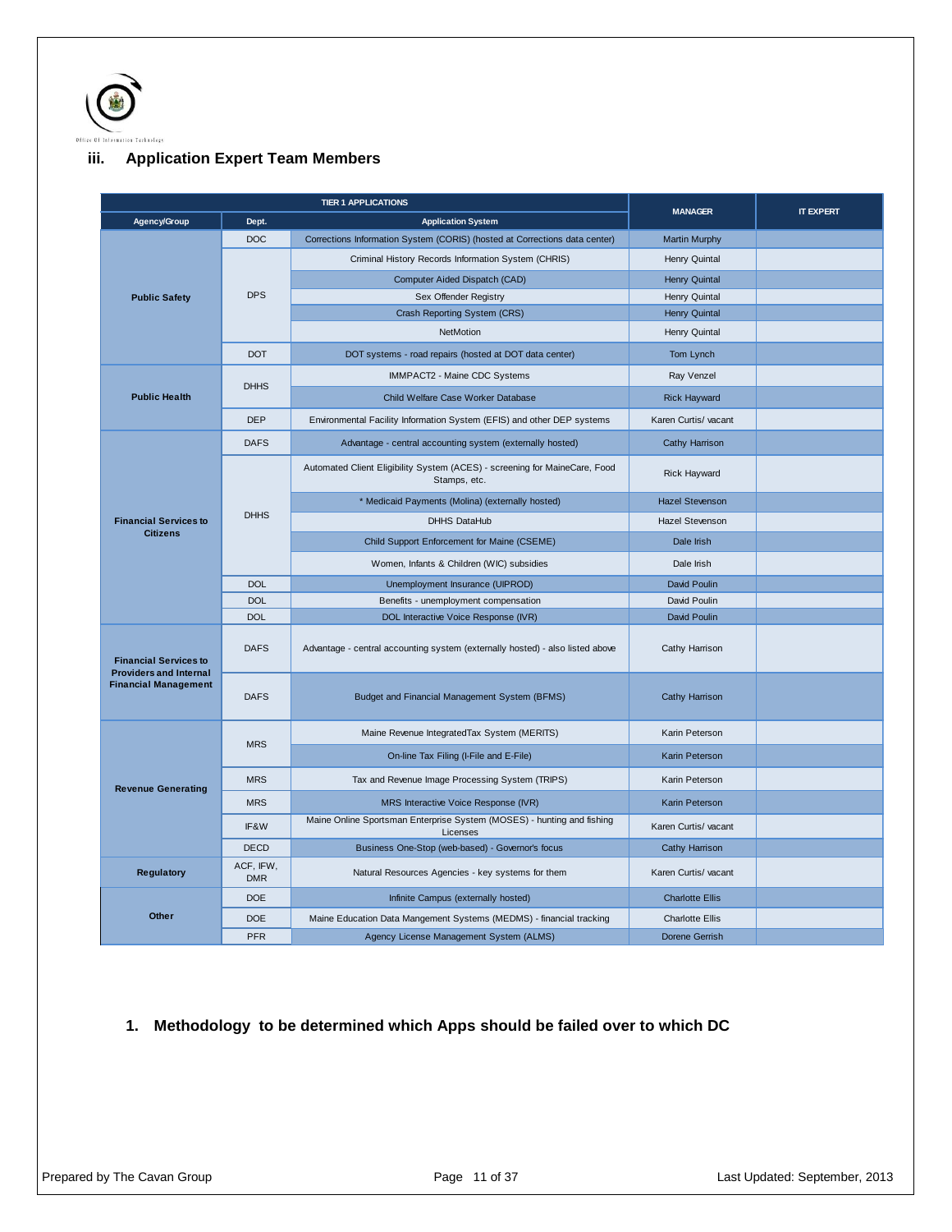### iii. Application Expert Team Members

| TIER 1 APPLICATIONS | | | MANAGER | IT EXPERT |
|---|---|---|---|---|
| **Agency/Group** | **Dept.** | **Application System** | | |
| Public Safety | DOC | Corrections Information System (CORIS) (hosted at Corrections data center) | Martin Murphy | |
| | DPS | Criminal History Records Information System (CHRIS) | Henry Quintal | |
| | | Computer Aided Dispatch (CAD) | Henry Quintal | |
| | | Sex Offender Registry | Henry Quintal | |
| | | Crash Reporting System (CRS) | Henry Quintal | |
| | | NetMotion | Henry Quintal | |
| | DOT | DOT systems - road repairs (hosted at DOT data center) | Tom Lynch | |
| Public Health | DHHS | IMMPACT2 - Maine CDC Systems | Ray Venzel | |
| | | Child Welfare Case Worker Database | Rick Hayward | |
| | DEP | Environmental Facility Information System (EFIS) and other DEP systems | Karen Curtis/ vacant | |
| Financial Services to Citizens | DAFS | Advantage - central accounting system (externally hosted) | Cathy Harrison | |
| | DHHS | Automated Client Eligibility System (ACES) - screening for MaineCare, Food Stamps, etc. | Rick Hayward | |
| | | * Medicaid Payments (Molina) (externally hosted) | Hazel Stevenson | |
| | | DHHS DataHub | Hazel Stevenson | |
| | | Child Support Enforcement for Maine (CSEME) | Dale Irish | |
| | | Women, Infants & Children (WIC) subsidies | Dale Irish | |
| | DOL | Unemployment Insurance (UIPROD) | David Poulin | |
| | DOL | Benefits - unemployment compensation | David Poulin | |
| | DOL | DOL Interactive Voice Response (IVR) | David Poulin | |
| Financial Services to Providers and Internal Financial Management | DAFS | Advantage - central accounting system (externally hosted) - also listed above | Cathy Harrison | |
| | DAFS | Budget and Financial Management System (BFMS) | Cathy Harrison | |
| Revenue Generating | MRS | Maine Revenue IntegratedTax System (MERITS) | Karin Peterson | |
| | | On-line Tax Filing (I-File and E-File) | Karin Peterson | |
| | MRS | Tax and Revenue Image Processing System (TRIPS) | Karin Peterson | |
| | MRS | MRS Interactive Voice Response (IVR) | Karin Peterson | |
| | IF&W | Maine Online Sportsman Enterprise System (MOSES) - hunting and fishing Licenses | Karen Curtis/ vacant | |
| | DECD | Business One-Stop (web-based) - Governor's focus | Cathy Harrison | |
| Regulatory | ACF, IFW, DMR | Natural Resources Agencies - key systems for them | Karen Curtis/ vacant | |
| Other | DOE | Infinite Campus (externally hosted) | Charlotte Ellis | |
| | DOE | Maine Education Data Mangement Systems (MEDMS) - financial tracking | Charlotte Ellis | |
| | PFR | Agency License Management System (ALMS) | Dorene Gerrish | |

1. **Methodology to be determined which Apps should be failed over to which DC**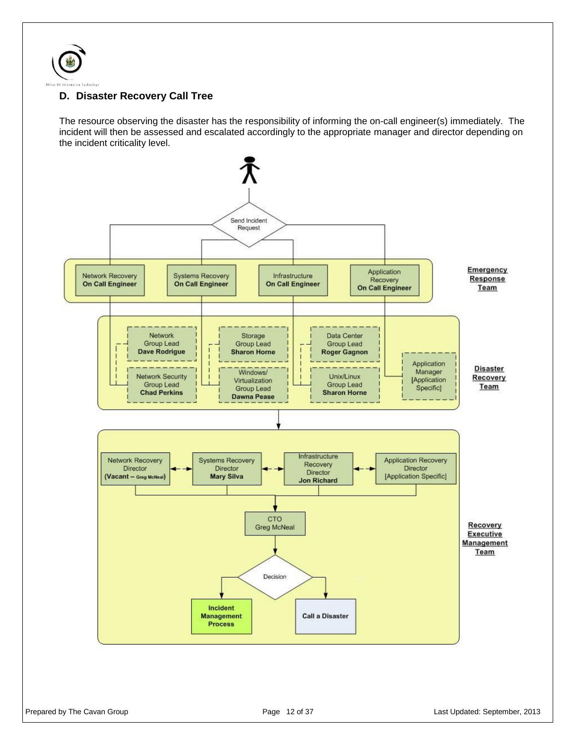## D. Disaster Recovery Call Tree

The resource observing the disaster has the responsibility of informing the on-call engineer(s) immediately. The incident will then be assessed and escalated accordingly to the appropriate manager and director depending on the incident criticality level.

Send Incident Request

**Emergency Response Team**

Network Recovery **On Call Engineer**

Systems Recovery **On Call Engineer**

Infrastructure **On Call Engineer**

Application Recovery **On Call Engineer**

**Disaster Recovery Team**

Network Group Lead **Dave Rodrigue**

Network Security Group Lead **Chad Perkins**

Storage Group Lead **Sharon Horne**

Windows/ Virtualization Group Lead **Dawna Pease**

Data Center Group Lead **Roger Gagnon**

Unix/Linux Group Lead **Sharon Horne**

Application Manager [Application Specific]

**Recovery Executive Management Team**

Network Recovery Director **(Vacant – Greg McNeal)**

Systems Recovery Director **Mary Silva**

Infrastructure Recovery Director **Jon Richard**

Application Recovery Director [Application Specific]

CTO Greg McNeal

Decision

**Incident Management Process**

**Call a Disaster**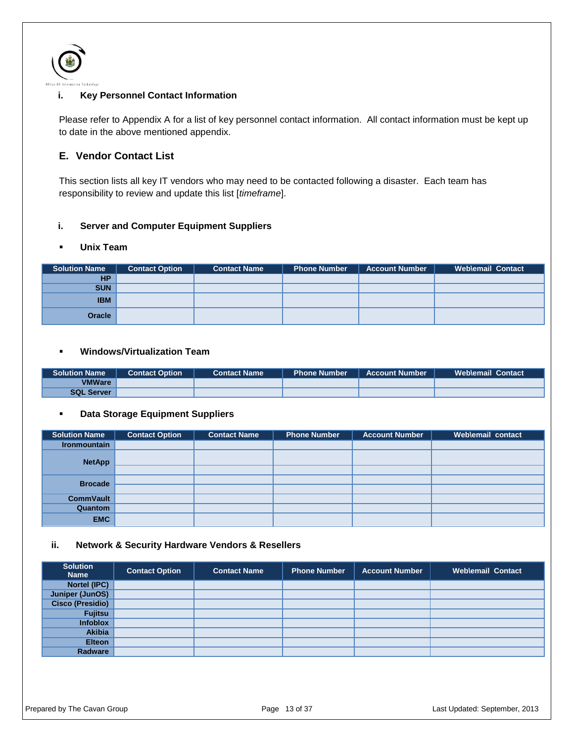#### i. Key Personnel Contact Information

Please refer to Appendix A for a list of key personnel contact information. All contact information must be kept up to date in the above mentioned appendix.

## E. Vendor Contact List

This section lists all key IT vendors who may need to be contacted following a disaster. Each team has responsibility to review and update this list [*timeframe*].

### i. Server and Computer Equipment Suppliers

- **Unix Team**

| Solution Name | Contact Option | Contact Name | Phone Number | Account Number | Web\email Contact |
|---|---|---|---|---|---|
| HP | | | | | |
| SUN | | | | | |
| IBM | | | | | |
| Oracle | | | | | |

- **Windows/Virtualization Team**

| Solution Name | Contact Option | Contact Name | Phone Number | Account Number | Web\email Contact |
|---|---|---|---|---|---|
| VMWare | | | | | |
| SQL Server | | | | | |

- **Data Storage Equipment Suppliers**

| Solution Name | Contact Option | Contact Name | Phone Number | Account Number | Web\email contact |
|---|---|---|---|---|---|
| Ironmountain | | | | | |
| NetApp | | | | | |
| | | | | | |
| Brocade | | | | | |
| | | | | | |
| CommVault | | | | | |
| Quantom | | | | | |
| EMC | | | | | |

### ii. Network & Security Hardware Vendors & Resellers

| Solution Name | Contact Option | Contact Name | Phone Number | Account Number | Web\email Contact |
|---|---|---|---|---|---|
| Nortel (IPC) | | | | | |
| Juniper (JunOS) | | | | | |
| Cisco (Presidio) | | | | | |
| Fujitsu | | | | | |
| Infoblox | | | | | |
| Akibia | | | | | |
| Elteon | | | | | |
| Radware | | | | | |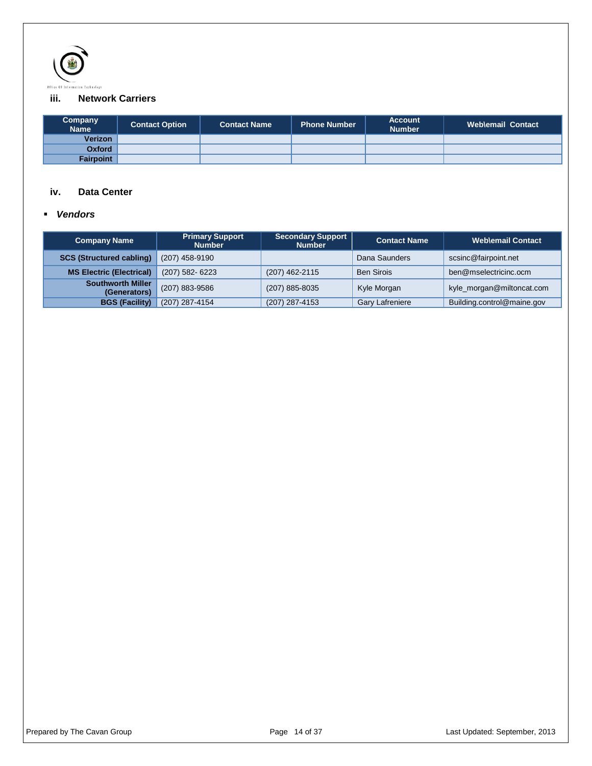### iii. Network Carriers

| Company Name | Contact Option | Contact Name | Phone Number | Account Number | Web\email Contact |
|---|---|---|---|---|---|
| Verizon | | | | | |
| Oxford | | | | | |
| Fairpoint | | | | | |

### iv. Data Center

- ***Vendors***

| Company Name | Primary Support Number | Secondary Support Number | Contact Name | Web\email Contact |
|---|---|---|---|---|
| SCS (Structured cabling) | (207) 458-9190 | | Dana Saunders | scsinc@fairpoint.net |
| MS Electric (Electrical) | (207) 582- 6223 | (207) 462-2115 | Ben Sirois | ben@mselectricinc.ocm |
| Southworth Miller (Generators) | (207) 883-9586 | (207) 885-8035 | Kyle Morgan | kyle_morgan@miltoncat.com |
| BGS (Facility) | (207) 287-4154 | (207) 287-4153 | Gary Lafreniere | Building.control@maine.gov |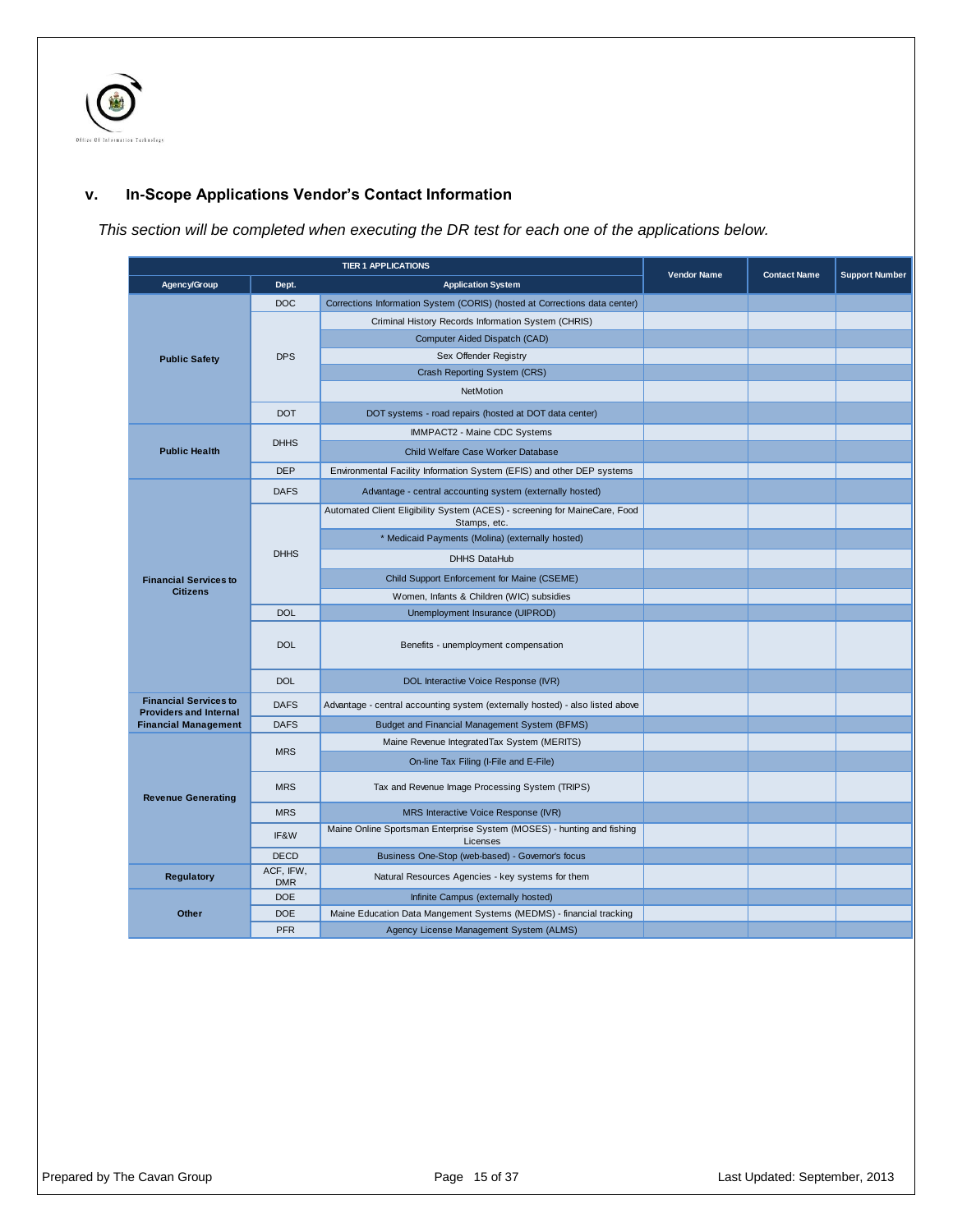## v. In-Scope Applications Vendor's Contact Information

*This section will be completed when executing the DR test for each one of the applications below.*

| TIER 1 APPLICATIONS | | | Vendor Name | Contact Name | Support Number |
|---|---|---|---|---|---|
| Agency/Group | Dept. | Application System | | | |
| Public Safety | DOC | Corrections Information System (CORIS) (hosted at Corrections data center) | | | |
| | DPS | Criminal History Records Information System (CHRIS) | | | |
| | | Computer Aided Dispatch (CAD) | | | |
| | | Sex Offender Registry | | | |
| | | Crash Reporting System (CRS) | | | |
| | | NetMotion | | | |
| | DOT | DOT systems - road repairs (hosted at DOT data center) | | | |
| Public Health | DHHS | IMMPACT2 - Maine CDC Systems | | | |
| | | Child Welfare Case Worker Database | | | |
| | DEP | Environmental Facility Information System (EFIS) and other DEP systems | | | |
| Financial Services to Citizens | DAFS | Advantage - central accounting system (externally hosted) | | | |
| | DHHS | Automated Client Eligibility System (ACES) - screening for MaineCare, Food Stamps, etc. | | | |
| | | * Medicaid Payments (Molina) (externally hosted) | | | |
| | | DHHS DataHub | | | |
| | | Child Support Enforcement for Maine (CSEME) | | | |
| | | Women, Infants & Children (WIC) subsidies | | | |
| | DOL | Unemployment Insurance (UIPROD) | | | |
| | DOL | Benefits - unemployment compensation | | | |
| | DOL | DOL Interactive Voice Response (IVR) | | | |
| Financial Services to Providers and Internal Financial Management | DAFS | Advantage - central accounting system (externally hosted) - also listed above | | | |
| | DAFS | Budget and Financial Management System (BFMS) | | | |
| Revenue Generating | MRS | Maine Revenue IntegratedTax System (MERITS) | | | |
| | | On-line Tax Filing (I-File and E-File) | | | |
| | MRS | Tax and Revenue Image Processing System (TRIPS) | | | |
| | MRS | MRS Interactive Voice Response (IVR) | | | |
| | IF&W | Maine Online Sportsman Enterprise System (MOSES) - hunting and fishing Licenses | | | |
| | DECD | Business One-Stop (web-based) - Governor's focus | | | |
| Regulatory | ACF, IFW, DMR | Natural Resources Agencies - key systems for them | | | |
| Other | DOE | Infinite Campus (externally hosted) | | | |
| | DOE | Maine Education Data Mangement Systems (MEDMS) - financial tracking | | | |
| | PFR | Agency License Management System (ALMS) | | | |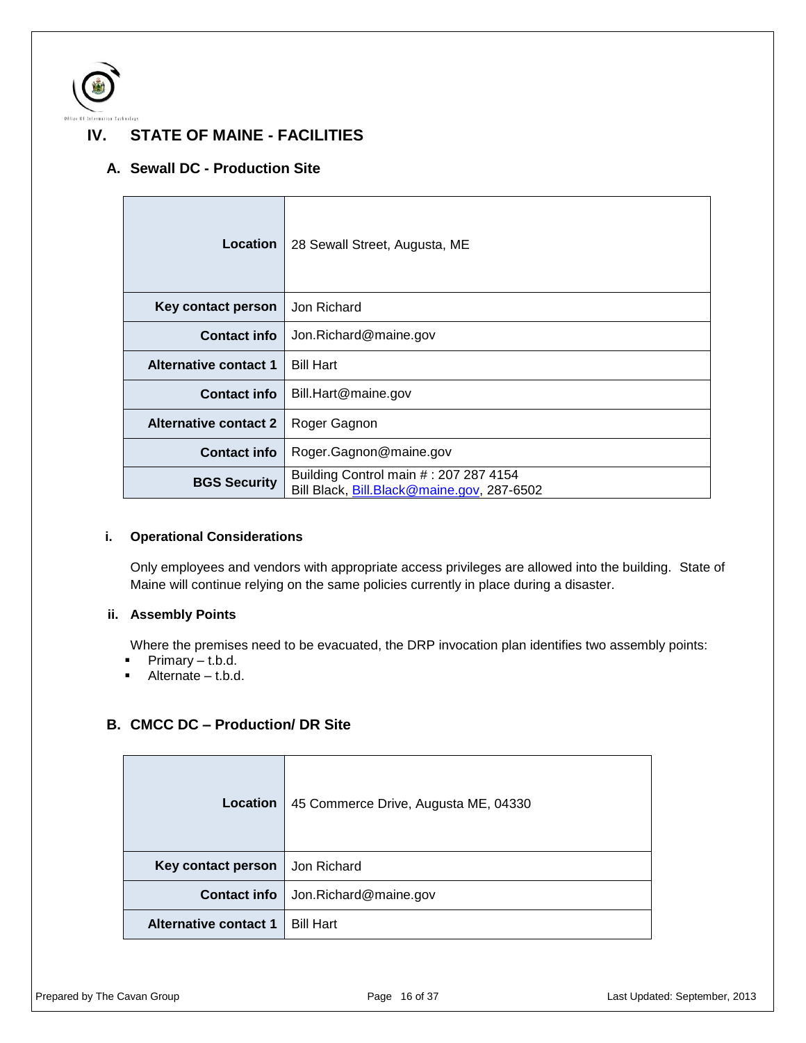## IV. STATE OF MAINE - FACILITIES

### A. Sewall DC - Production Site

| | |
|---|---|
| **Location** | 28 Sewall Street, Augusta, ME |
| **Key contact person** | Jon Richard |
| **Contact info** | Jon.Richard@maine.gov |
| **Alternative contact 1** | Bill Hart |
| **Contact info** | Bill.Hart@maine.gov |
| **Alternative contact 2** | Roger Gagnon |
| **Contact info** | Roger.Gagnon@maine.gov |
| **BGS Security** | Building Control main # : 207 287 4154<br>Bill Black, Bill.Black@maine.gov, 287-6502 |

#### i. Operational Considerations

Only employees and vendors with appropriate access privileges are allowed into the building. State of Maine will continue relying on the same policies currently in place during a disaster.

#### ii. Assembly Points

Where the premises need to be evacuated, the DRP invocation plan identifies two assembly points:

- Primary – t.b.d.
- Alternate – t.b.d.

### B. CMCC DC – Production/ DR Site

| | |
|---|---|
| **Location** | 45 Commerce Drive, Augusta ME, 04330 |
| **Key contact person** | Jon Richard |
| **Contact info** | Jon.Richard@maine.gov |
| **Alternative contact 1** | Bill Hart |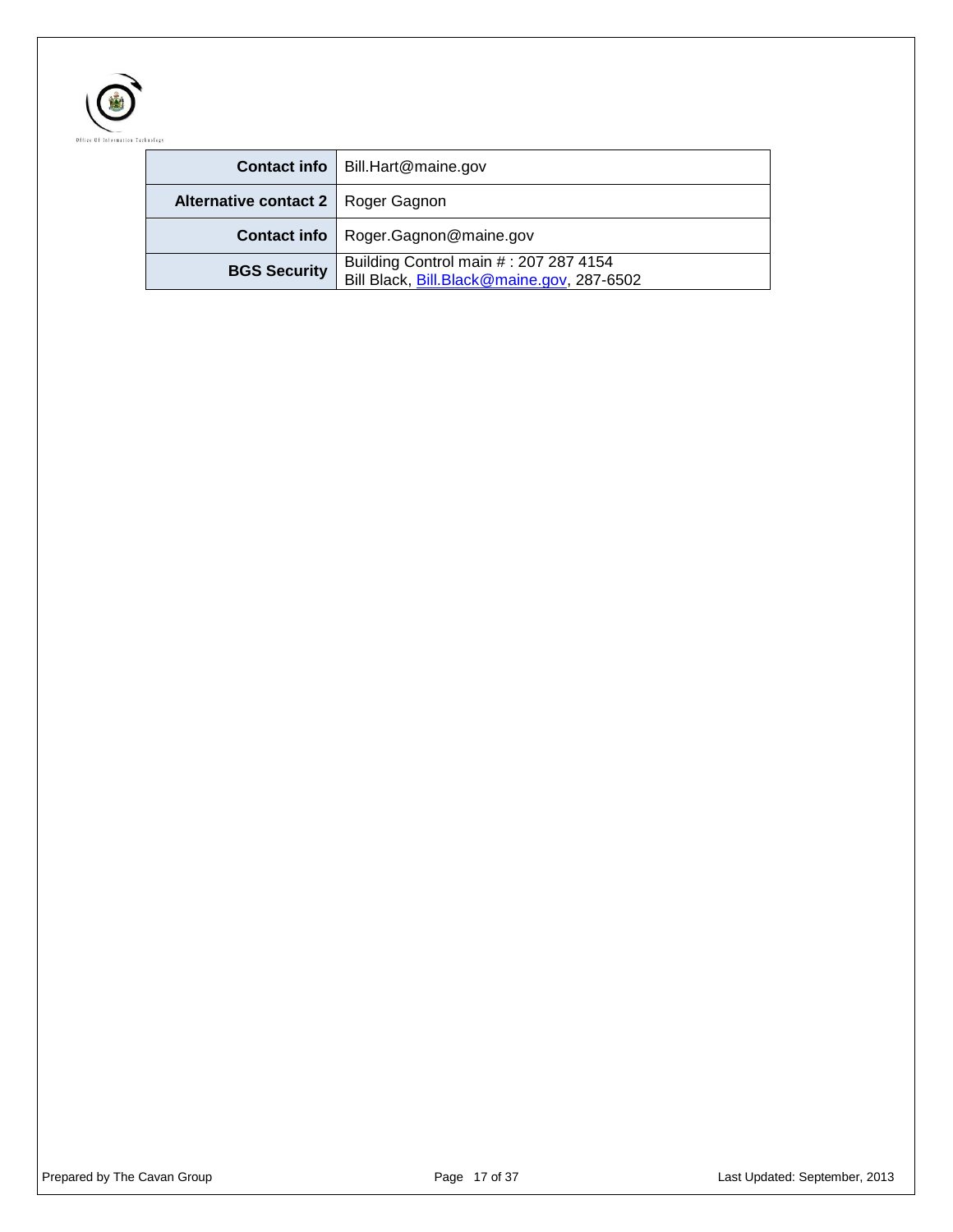| | |
|---|---|
| **Contact info** | Bill.Hart@maine.gov |
| **Alternative contact 2** | Roger Gagnon |
| **Contact info** | Roger.Gagnon@maine.gov |
| **BGS Security** | Building Control main # : 207 287 4154<br>Bill Black, Bill.Black@maine.gov, 287-6502 |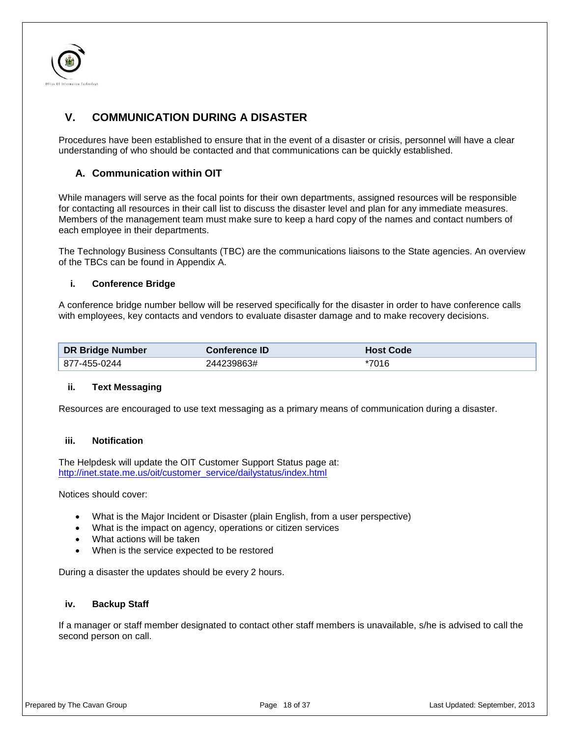## V. COMMUNICATION DURING A DISASTER

Procedures have been established to ensure that in the event of a disaster or crisis, personnel will have a clear understanding of who should be contacted and that communications can be quickly established.

### A. Communication within OIT

While managers will serve as the focal points for their own departments, assigned resources will be responsible for contacting all resources in their call list to discuss the disaster level and plan for any immediate measures. Members of the management team must make sure to keep a hard copy of the names and contact numbers of each employee in their departments.

The Technology Business Consultants (TBC) are the communications liaisons to the State agencies. An overview of the TBCs can be found in Appendix A.

#### i. Conference Bridge

A conference bridge number bellow will be reserved specifically for the disaster in order to have conference calls with employees, key contacts and vendors to evaluate disaster damage and to make recovery decisions.

| DR Bridge Number | Conference ID | Host Code |
|---|---|---|
| 877-455-0244 | 244239863# | *7016 |

#### ii. Text Messaging

Resources are encouraged to use text messaging as a primary means of communication during a disaster.

#### iii. Notification

The Helpdesk will update the OIT Customer Support Status page at:
http://inet.state.me.us/oit/customer_service/dailystatus/index.html

Notices should cover:

- What is the Major Incident or Disaster (plain English, from a user perspective)
- What is the impact on agency, operations or citizen services
- What actions will be taken
- When is the service expected to be restored

During a disaster the updates should be every 2 hours.

#### iv. Backup Staff

If a manager or staff member designated to contact other staff members is unavailable, s/he is advised to call the second person on call.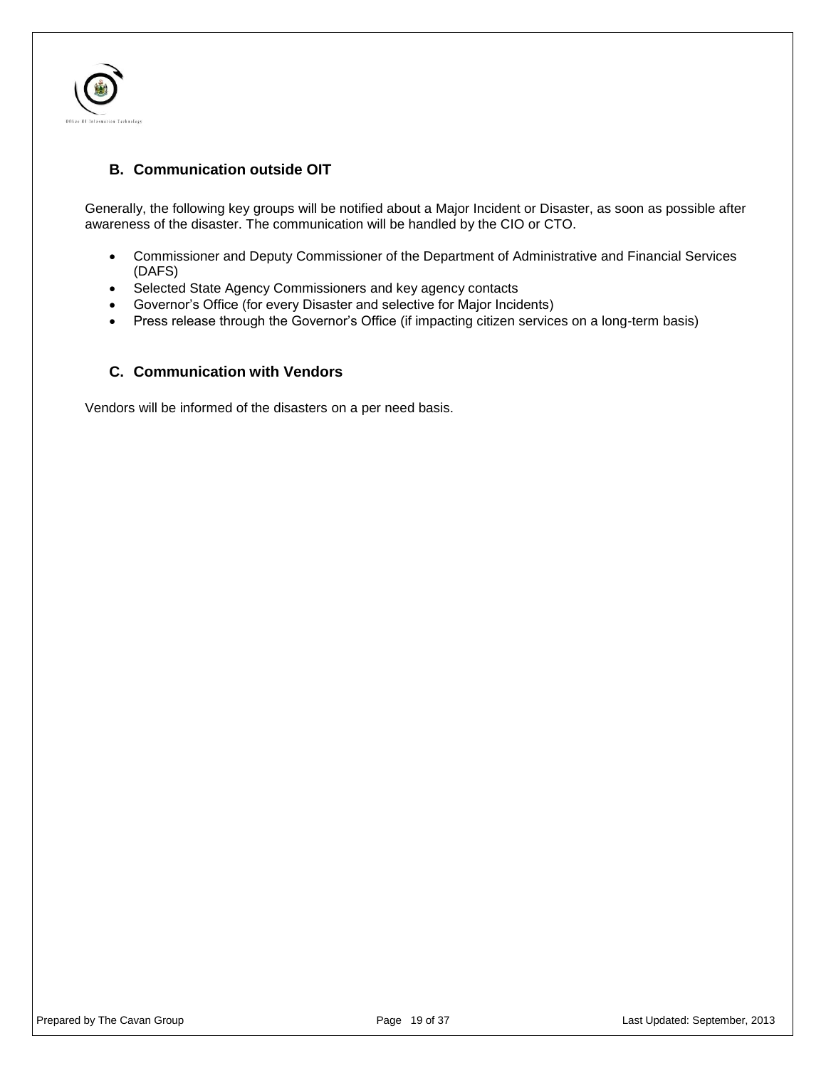## B. Communication outside OIT

Generally, the following key groups will be notified about a Major Incident or Disaster, as soon as possible after awareness of the disaster. The communication will be handled by the CIO or CTO.

- Commissioner and Deputy Commissioner of the Department of Administrative and Financial Services (DAFS)
- Selected State Agency Commissioners and key agency contacts
- Governor’s Office (for every Disaster and selective for Major Incidents)
- Press release through the Governor’s Office (if impacting citizen services on a long-term basis)

## C. Communication with Vendors

Vendors will be informed of the disasters on a per need basis.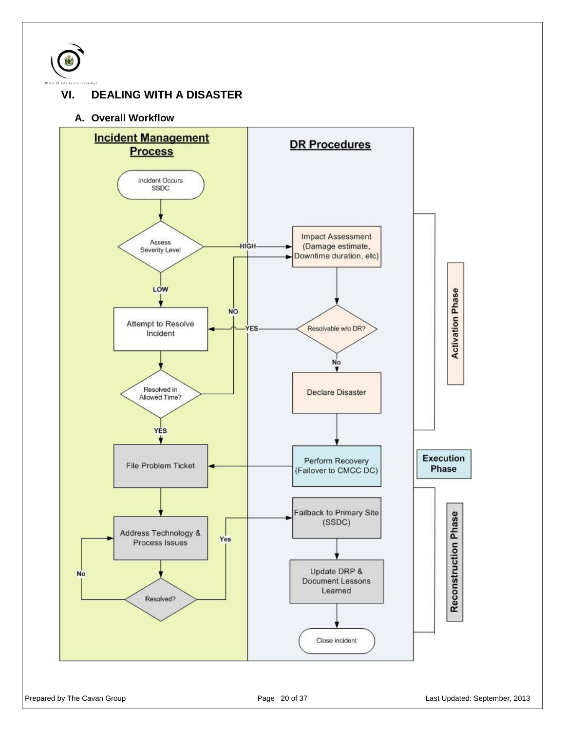# VI. DEALING WITH A DISASTER

## A. Overall Workflow

Incident Management Process

DR Procedures

Incident Occurs SSDC

Assess Severity Level

HIGH

Impact Assessment (Damage estimate, Downtime duration, etc)

LOW

NO

Attempt to Resolve Incident

YES

Resolvable w/o DR?

No

Resolved in Allowed Time?

Declare Disaster

YES

Activation Phase

File Problem Ticket

Perform Recovery (Failover to CMCC DC)

Execution Phase

Address Technology & Process Issues

Yes

Failback to Primary Site (SSDC)

No

Resolved?

Update DRP & Document Lessons Learned

Reconstruction Phase

Close incident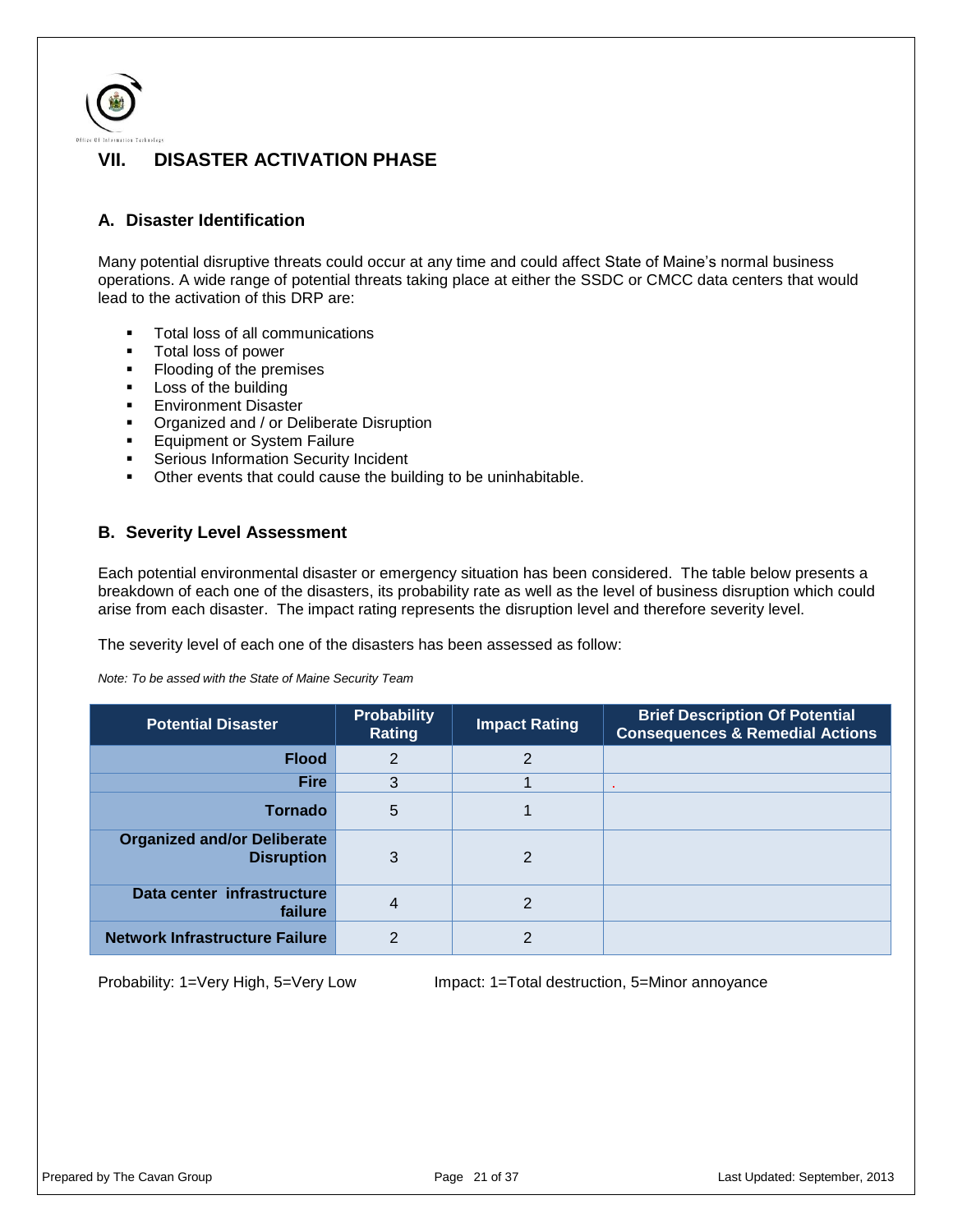## VII. DISASTER ACTIVATION PHASE

### A. Disaster Identification

Many potential disruptive threats could occur at any time and could affect State of Maine's normal business operations. A wide range of potential threats taking place at either the SSDC or CMCC data centers that would lead to the activation of this DRP are:

- Total loss of all communications
- Total loss of power
- Flooding of the premises
- Loss of the building
- Environment Disaster
- Organized and / or Deliberate Disruption
- Equipment or System Failure
- Serious Information Security Incident
- Other events that could cause the building to be uninhabitable.

### B. Severity Level Assessment

Each potential environmental disaster or emergency situation has been considered. The table below presents a breakdown of each one of the disasters, its probability rate as well as the level of business disruption which could arise from each disaster. The impact rating represents the disruption level and therefore severity level.

The severity level of each one of the disasters has been assessed as follow:

*Note: To be assed with the State of Maine Security Team*

| Potential Disaster | Probability Rating | Impact Rating | Brief Description Of Potential Consequences & Remedial Actions |
|---|---|---|---|
| **Flood** | 2 | 2 | |
| **Fire** | 3 | 1 | . |
| **Tornado** | 5 | 1 | |
| **Organized and/or Deliberate Disruption** | 3 | 2 | |
| **Data center infrastructure failure** | 4 | 2 | |
| **Network Infrastructure Failure** | 2 | 2 | |

Probability: 1=Very High, 5=Very Low    Impact: 1=Total destruction, 5=Minor annoyance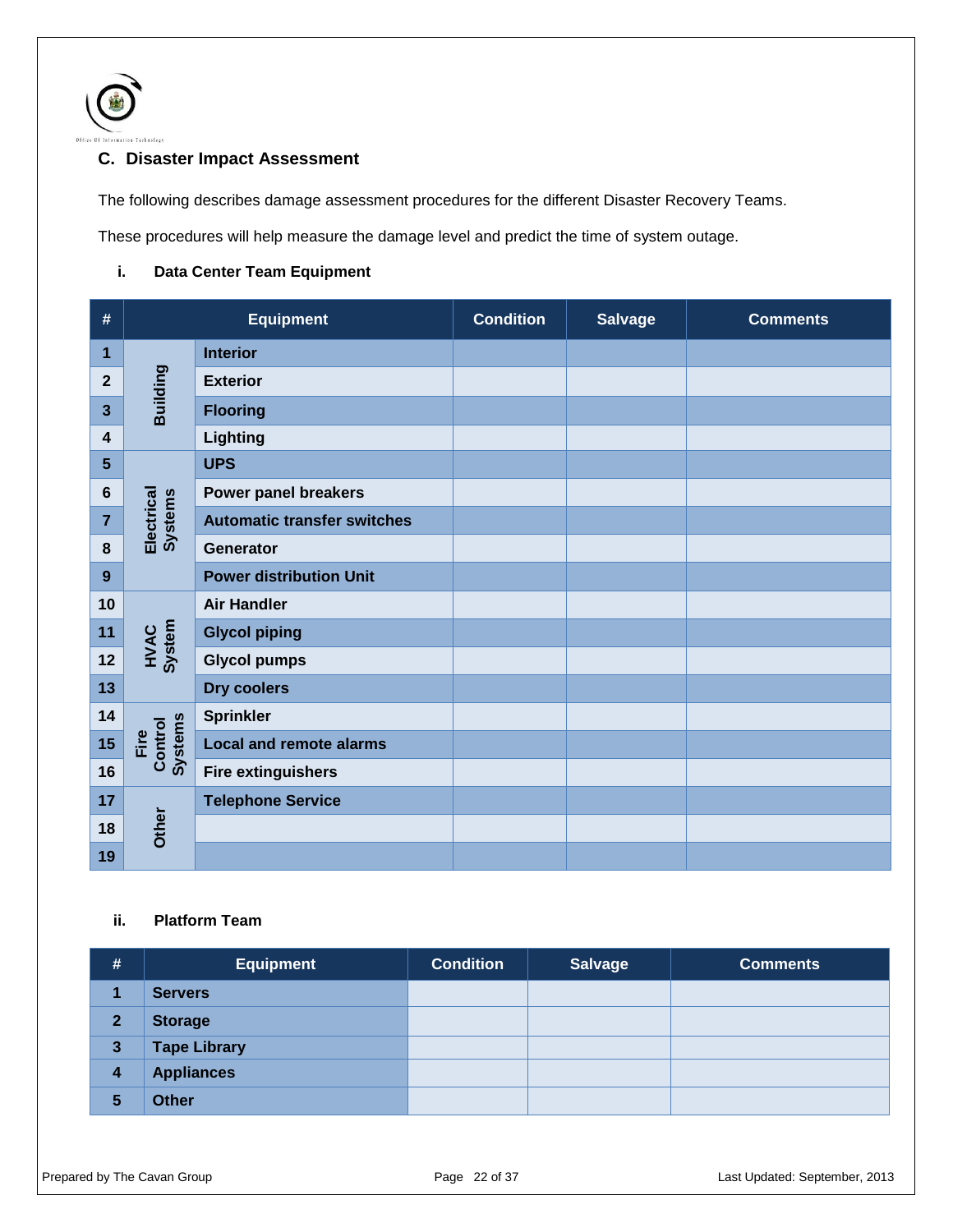### C. Disaster Impact Assessment

The following describes damage assessment procedures for the different Disaster Recovery Teams.

These procedures will help measure the damage level and predict the time of system outage.

#### i. Data Center Team Equipment

| # | Equipment | | Condition | Salvage | Comments |
|---|---|---|---|---|---|
| 1 | Building | Interior | | | |
| 2 | | Exterior | | | |
| 3 | | Flooring | | | |
| 4 | | Lighting | | | |
| 5 | Electrical Systems | UPS | | | |
| 6 | | Power panel breakers | | | |
| 7 | | Automatic transfer switches | | | |
| 8 | | Generator | | | |
| 9 | | Power distribution Unit | | | |
| 10 | HVAC System | Air Handler | | | |
| 11 | | Glycol piping | | | |
| 12 | | Glycol pumps | | | |
| 13 | | Dry coolers | | | |
| 14 | Fire Control Systems | Sprinkler | | | |
| 15 | | Local and remote alarms | | | |
| 16 | | Fire extinguishers | | | |
| 17 | Other | Telephone Service | | | |
| 18 | | | | | |
| 19 | | | | | |

#### ii. Platform Team

| # | Equipment | Condition | Salvage | Comments |
|---|---|---|---|---|
| 1 | Servers | | | |
| 2 | Storage | | | |
| 3 | Tape Library | | | |
| 4 | Appliances | | | |
| 5 | Other | | | |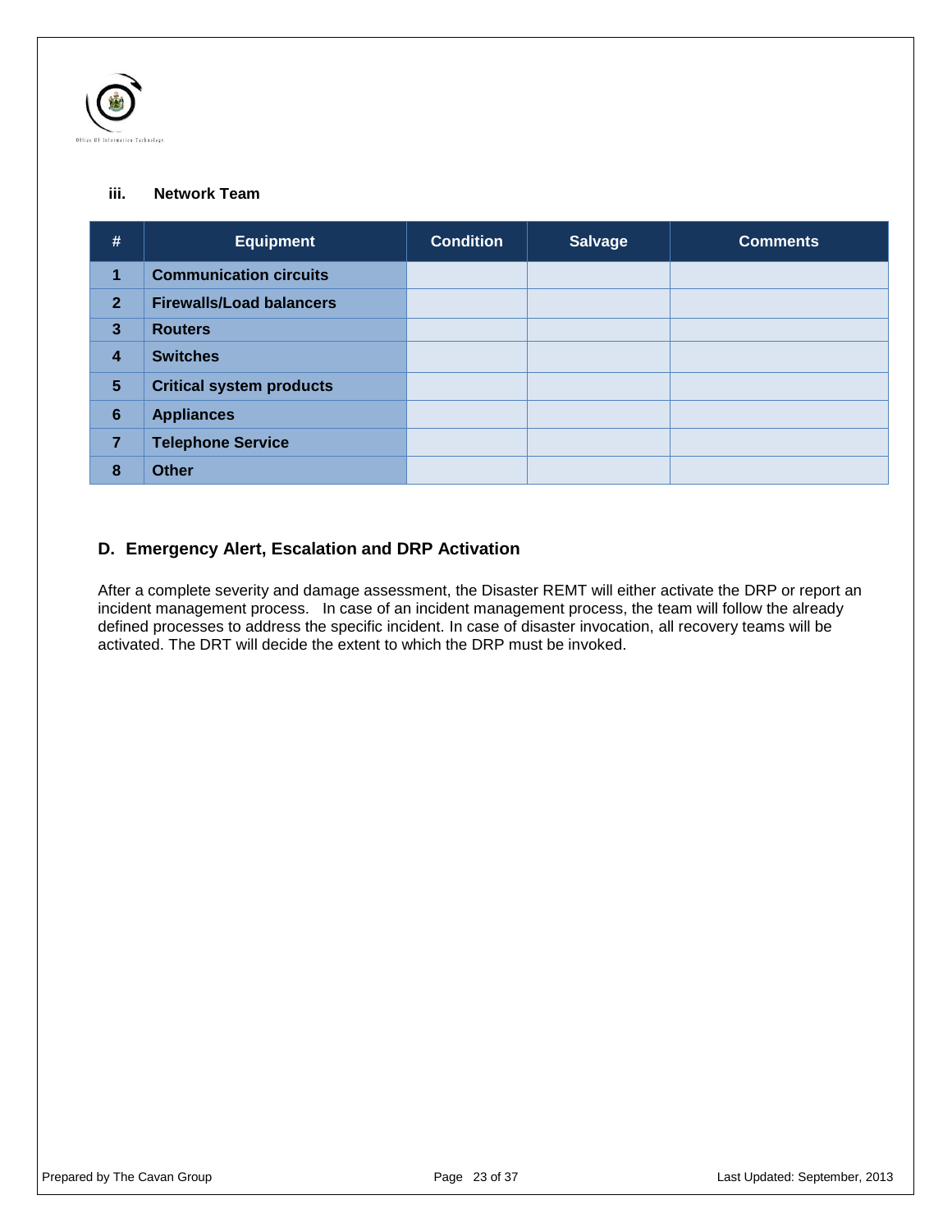#### iii. Network Team

| # | Equipment | Condition | Salvage | Comments |
| --- | --- | --- | --- | --- |
| 1 | **Communication circuits** | | | |
| 2 | **Firewalls/Load balancers** | | | |
| 3 | **Routers** | | | |
| 4 | **Switches** | | | |
| 5 | **Critical system products** | | | |
| 6 | **Appliances** | | | |
| 7 | **Telephone Service** | | | |
| 8 | **Other** | | | |

### D. Emergency Alert, Escalation and DRP Activation

After a complete severity and damage assessment, the Disaster REMT will either activate the DRP or report an incident management process. In case of an incident management process, the team will follow the already defined processes to address the specific incident. In case of disaster invocation, all recovery teams will be activated. The DRT will decide the extent to which the DRP must be invoked.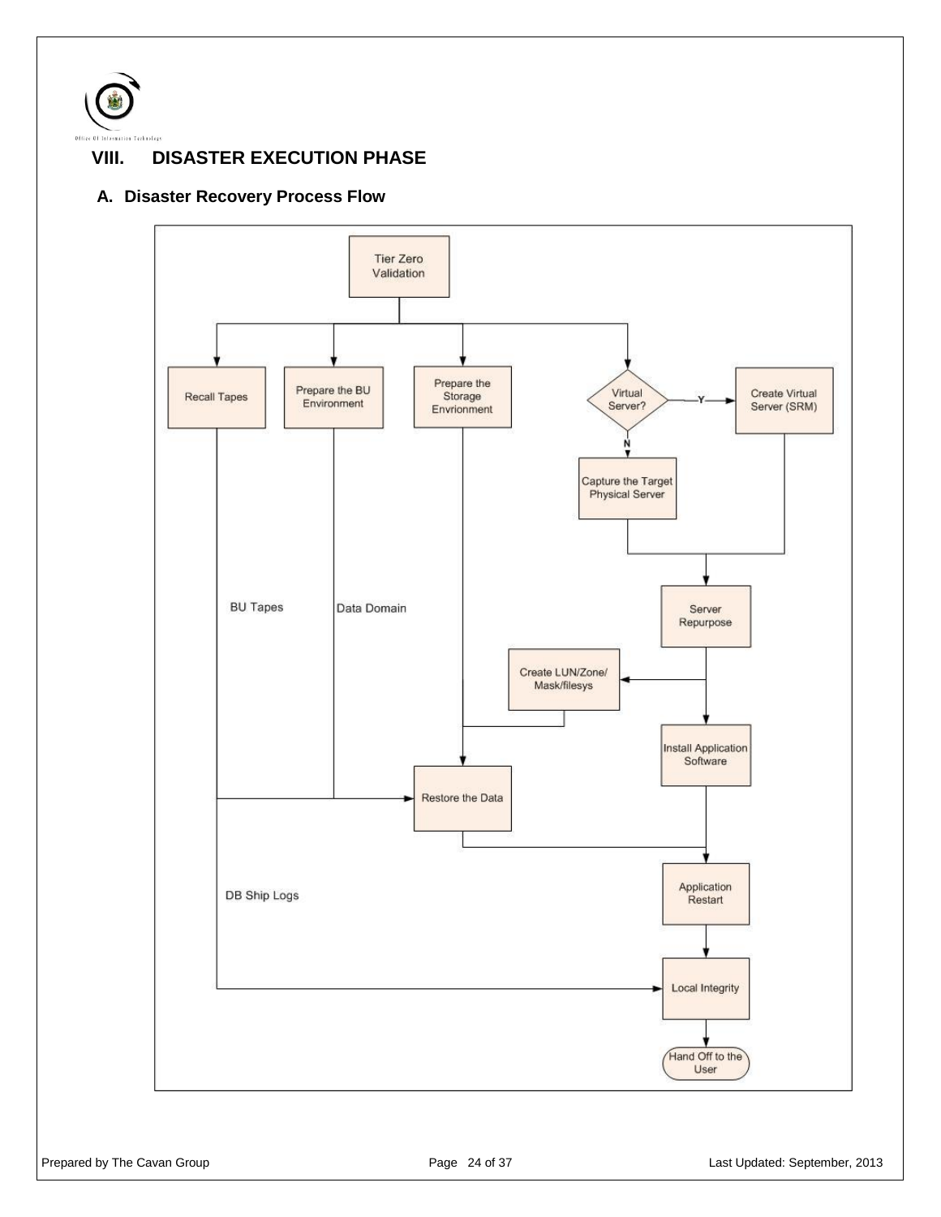## VIII. DISASTER EXECUTION PHASE

### A. Disaster Recovery Process Flow

Tier Zero Validation

Recall Tapes

Prepare the BU Environment

Prepare the Storage Envrionment

Virtual Server?

Y

Create Virtual Server (SRM)

N

Capture the Target Physical Server

Server Repurpose

BU Tapes

Data Domain

Create LUN/Zone/ Mask/filesys

Install Application Software

Restore the Data

Application Restart

DB Ship Logs

Local Integrity

Hand Off to the User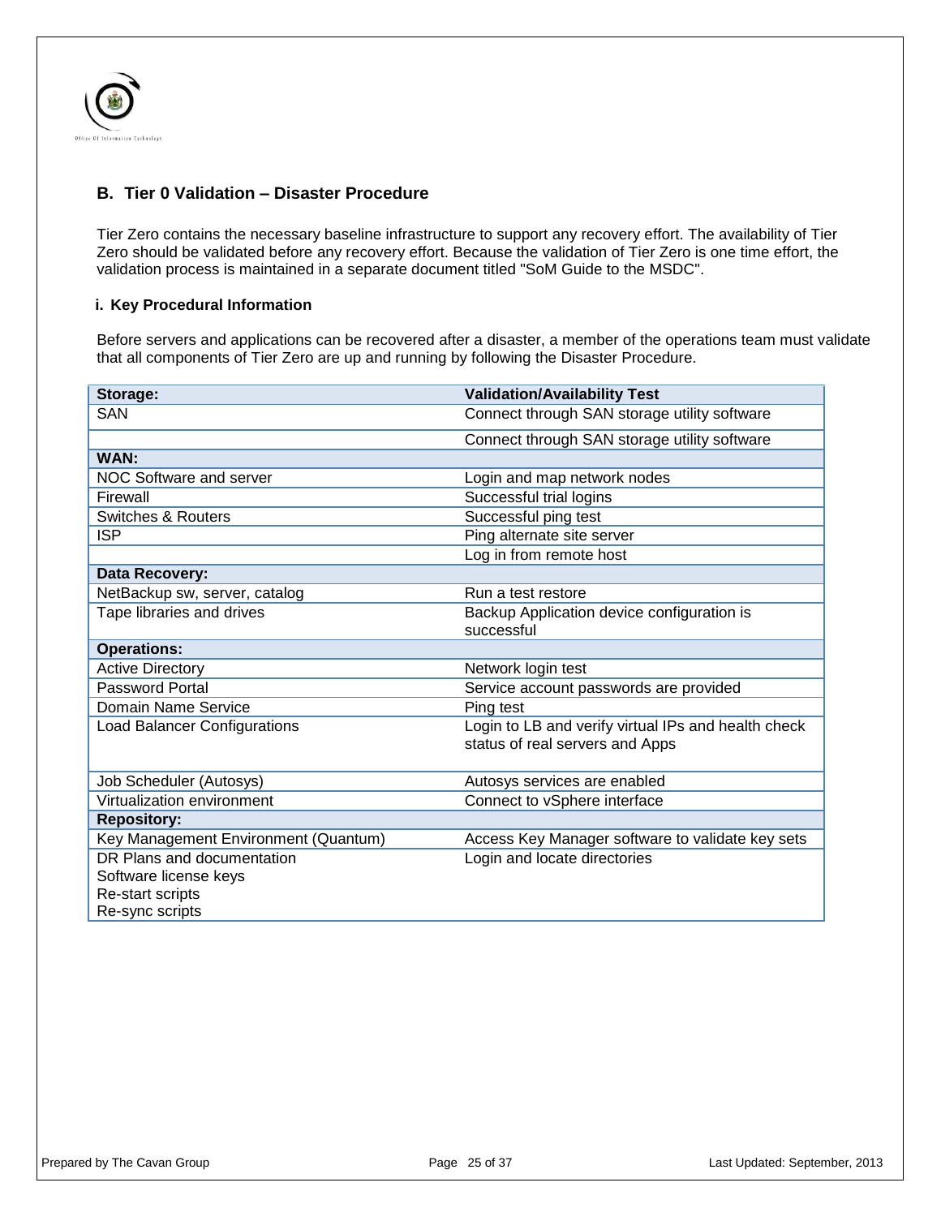## B. Tier 0 Validation – Disaster Procedure

Tier Zero contains the necessary baseline infrastructure to support any recovery effort. The availability of Tier Zero should be validated before any recovery effort. Because the validation of Tier Zero is one time effort, the validation process is maintained in a separate document titled "SoM Guide to the MSDC".

### i. Key Procedural Information

Before servers and applications can be recovered after a disaster, a member of the operations team must validate that all components of Tier Zero are up and running by following the Disaster Procedure.

| Storage: | Validation/Availability Test |
|---|---|
| SAN | Connect through SAN storage utility software |
| | Connect through SAN storage utility software |
| **WAN:** | |
| NOC Software and server | Login and map network nodes |
| Firewall | Successful trial logins |
| Switches & Routers | Successful ping test |
| ISP | Ping alternate site server |
| | Log in from remote host |
| **Data Recovery:** | |
| NetBackup sw, server, catalog | Run a test restore |
| Tape libraries and drives | Backup Application device configuration is successful |
| **Operations:** | |
| Active Directory | Network login test |
| Password Portal | Service account passwords are provided |
| Domain Name Service | Ping test |
| Load Balancer Configurations | Login to LB and verify virtual IPs and health check status of real servers and Apps |
| Job Scheduler (Autosys) | Autosys services are enabled |
| Virtualization environment | Connect to vSphere interface |
| **Repository:** | |
| Key Management Environment (Quantum) | Access Key Manager software to validate key sets |
| DR Plans and documentation<br>Software license keys<br>Re-start scripts<br>Re-sync scripts | Login and locate directories |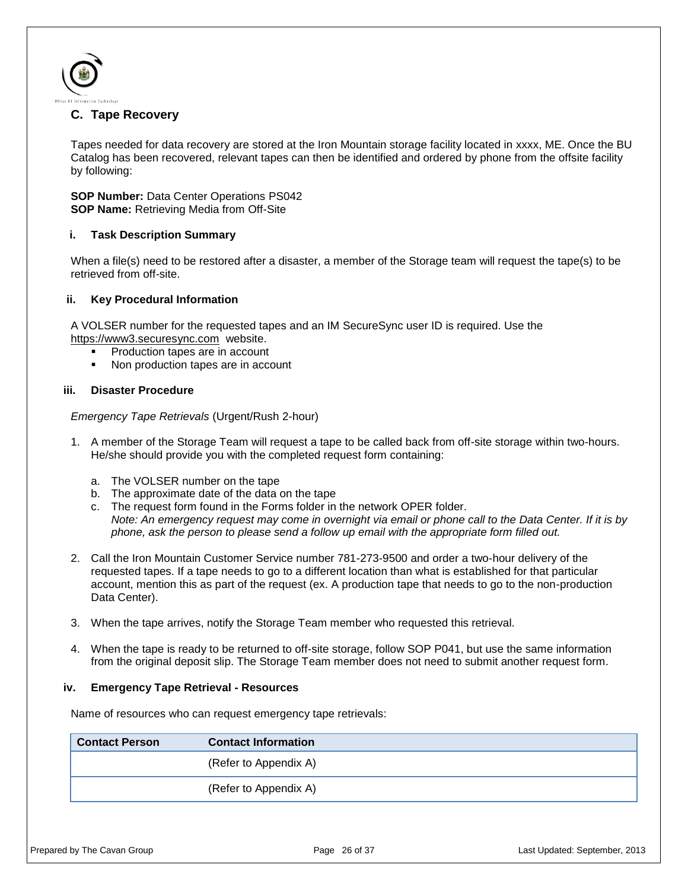## C. Tape Recovery

Tapes needed for data recovery are stored at the Iron Mountain storage facility located in xxxx, ME. Once the BU Catalog has been recovered, relevant tapes can then be identified and ordered by phone from the offsite facility by following:

**SOP Number:** Data Center Operations PS042
**SOP Name:** Retrieving Media from Off-Site

### i. Task Description Summary

When a file(s) need to be restored after a disaster, a member of the Storage team will request the tape(s) to be retrieved from off-site.

### ii. Key Procedural Information

A VOLSER number for the requested tapes and an IM SecureSync user ID is required. Use the https://www3.securesync.com website.

- Production tapes are in account
- Non production tapes are in account

### iii. Disaster Procedure

*Emergency Tape Retrievals* (Urgent/Rush 2-hour)

1. A member of the Storage Team will request a tape to be called back from off-site storage within two-hours. He/she should provide you with the completed request form containing:
   a. The VOLSER number on the tape
   b. The approximate date of the data on the tape
   c. The request form found in the Forms folder in the network OPER folder.
   *Note: An emergency request may come in overnight via email or phone call to the Data Center. If it is by phone, ask the person to please send a follow up email with the appropriate form filled out.*
2. Call the Iron Mountain Customer Service number 781-273-9500 and order a two-hour delivery of the requested tapes. If a tape needs to go to a different location than what is established for that particular account, mention this as part of the request (ex. A production tape that needs to go to the non-production Data Center).
3. When the tape arrives, notify the Storage Team member who requested this retrieval.
4. When the tape is ready to be returned to off-site storage, follow SOP P041, but use the same information from the original deposit slip. The Storage Team member does not need to submit another request form.

### iv. Emergency Tape Retrieval - Resources

Name of resources who can request emergency tape retrievals:

| Contact Person | Contact Information |
|---|---|
| | (Refer to Appendix A) |
| | (Refer to Appendix A) |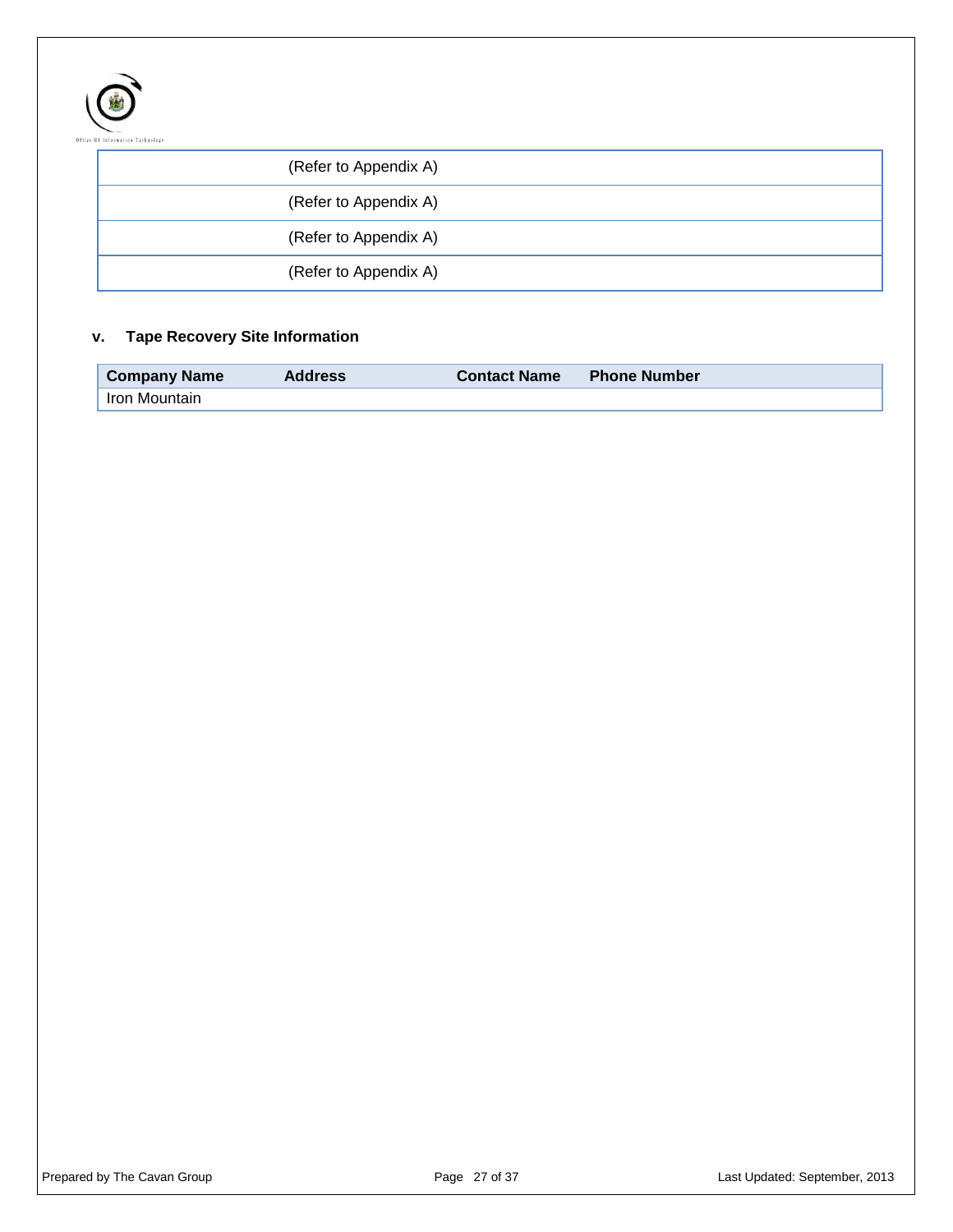| | |
|---|---|
| | (Refer to Appendix A) |
| | (Refer to Appendix A) |
| | (Refer to Appendix A) |
| | (Refer to Appendix A) |

### v. Tape Recovery Site Information

| Company Name | Address | Contact Name | Phone Number |
|---|---|---|---|
| Iron Mountain | | | |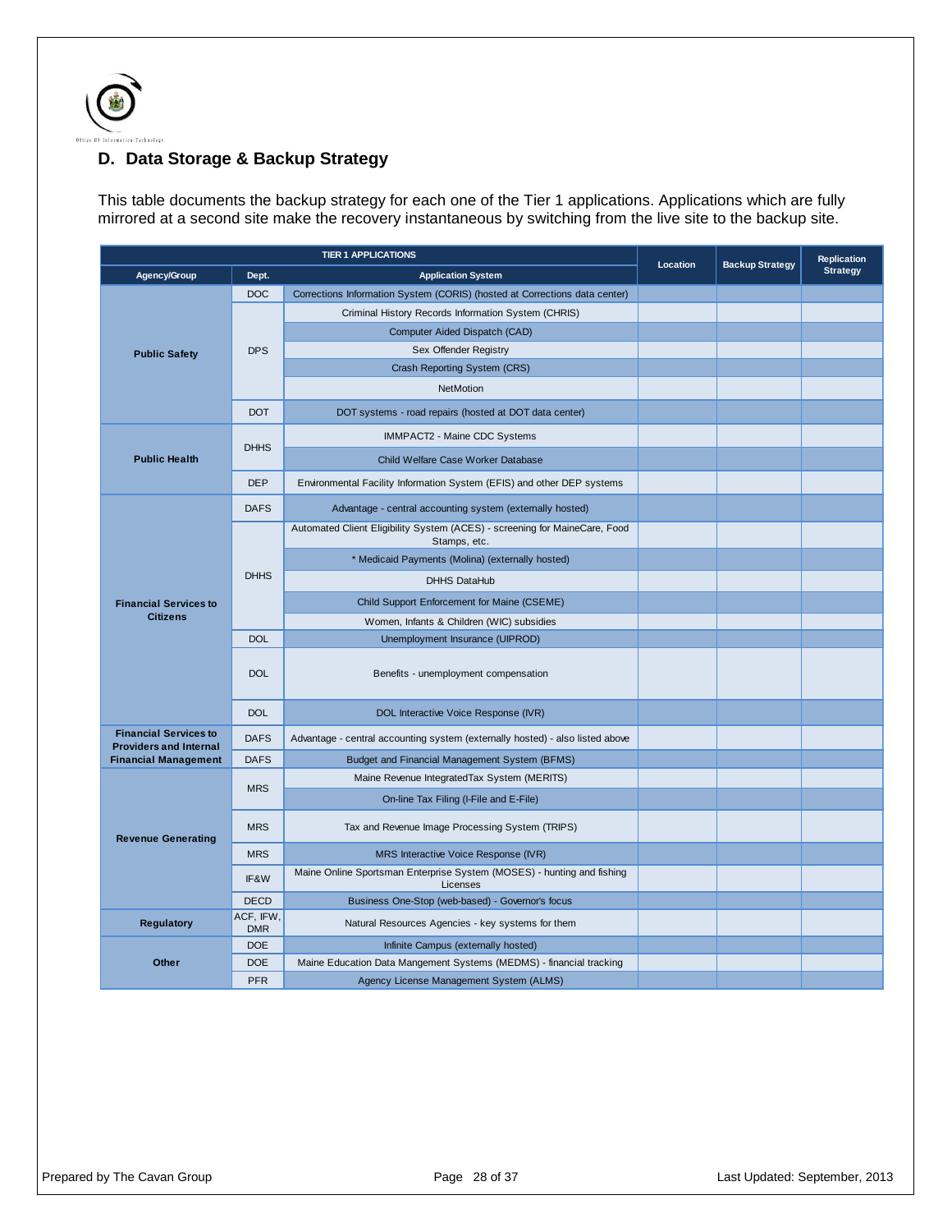## D. Data Storage & Backup Strategy

This table documents the backup strategy for each one of the Tier 1 applications. Applications which are fully mirrored at a second site make the recovery instantaneous by switching from the live site to the backup site.

| TIER 1 APPLICATIONS | | | Location | Backup Strategy | Replication Strategy |
|---|---|---|---|---|---|
| Agency/Group | Dept. | Application System | | | |
| Public Safety | DOC | Corrections Information System (CORIS) (hosted at Corrections data center) | | | |
| | DPS | Criminal History Records Information System (CHRIS) | | | |
| | | Computer Aided Dispatch (CAD) | | | |
| | | Sex Offender Registry | | | |
| | | Crash Reporting System (CRS) | | | |
| | | NetMotion | | | |
| | DOT | DOT systems - road repairs (hosted at DOT data center) | | | |
| Public Health | DHHS | IMMPACT2 - Maine CDC Systems | | | |
| | | Child Welfare Case Worker Database | | | |
| | DEP | Environmental Facility Information System (EFIS) and other DEP systems | | | |
| Financial Services to Citizens | DAFS | Advantage - central accounting system (externally hosted) | | | |
| | DHHS | Automated Client Eligibility System (ACES) - screening for MaineCare, Food Stamps, etc. | | | |
| | | * Medicaid Payments (Molina) (externally hosted) | | | |
| | | DHHS DataHub | | | |
| | | Child Support Enforcement for Maine (CSEME) | | | |
| | | Women, Infants & Children (WIC) subsidies | | | |
| | DOL | Unemployment Insurance (UIPROD) | | | |
| | DOL | Benefits - unemployment compensation | | | |
| | DOL | DOL Interactive Voice Response (IVR) | | | |
| Financial Services to Providers and Internal Financial Management | DAFS | Advantage - central accounting system (externally hosted) - also listed above | | | |
| | DAFS | Budget and Financial Management System (BFMS) | | | |
| Revenue Generating | MRS | Maine Revenue IntegratedTax System (MERITS) | | | |
| | | On-line Tax Filing (I-File and E-File) | | | |
| | MRS | Tax and Revenue Image Processing System (TRIPS) | | | |
| | MRS | MRS Interactive Voice Response (IVR) | | | |
| | IF&W | Maine Online Sportsman Enterprise System (MOSES) - hunting and fishing Licenses | | | |
| | DECD | Business One-Stop (web-based) - Governor's focus | | | |
| Regulatory | ACF, IFW, DMR | Natural Resources Agencies - key systems for them | | | |
| Other | DOE | Infinite Campus (externally hosted) | | | |
| | DOE | Maine Education Data Mangement Systems (MEDMS) - financial tracking | | | |
| | PFR | Agency License Management System (ALMS) | | | |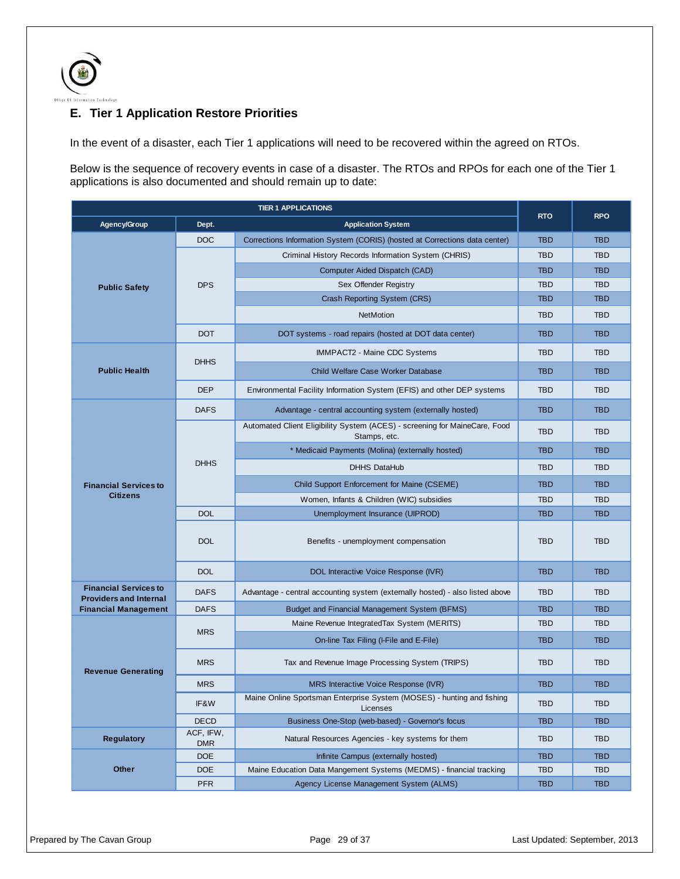## E. Tier 1 Application Restore Priorities

In the event of a disaster, each Tier 1 applications will need to be recovered within the agreed on RTOs.

Below is the sequence of recovery events in case of a disaster. The RTOs and RPOs for each one of the Tier 1 applications is also documented and should remain up to date:

| TIER 1 APPLICATIONS | | | RTO | RPO |
|---|---|---|---|---|
| **Agency/Group** | **Dept.** | **Application System** | | |
| **Public Safety** | DOC | Corrections Information System (CORIS) (hosted at Corrections data center) | TBD | TBD |
| | DPS | Criminal History Records Information System (CHRIS) | TBD | TBD |
| | | Computer Aided Dispatch (CAD) | TBD | TBD |
| | | Sex Offender Registry | TBD | TBD |
| | | Crash Reporting System (CRS) | TBD | TBD |
| | | NetMotion | TBD | TBD |
| | DOT | DOT systems - road repairs (hosted at DOT data center) | TBD | TBD |
| **Public Health** | DHHS | IMMPACT2 - Maine CDC Systems | TBD | TBD |
| | | Child Welfare Case Worker Database | TBD | TBD |
| | DEP | Environmental Facility Information System (EFIS) and other DEP systems | TBD | TBD |
| **Financial Services to Citizens** | DAFS | Advantage - central accounting system (externally hosted) | TBD | TBD |
| | DHHS | Automated Client Eligibility System (ACES) - screening for MaineCare, Food Stamps, etc. | TBD | TBD |
| | | * Medicaid Payments (Molina) (externally hosted) | TBD | TBD |
| | | DHHS DataHub | TBD | TBD |
| | | Child Support Enforcement for Maine (CSEME) | TBD | TBD |
| | | Women, Infants & Children (WIC) subsidies | TBD | TBD |
| | DOL | Unemployment Insurance (UIPROD) | TBD | TBD |
| | DOL | Benefits - unemployment compensation | TBD | TBD |
| | DOL | DOL Interactive Voice Response (IVR) | TBD | TBD |
| **Financial Services to Providers and Internal Financial Management** | DAFS | Advantage - central accounting system (externally hosted) - also listed above | TBD | TBD |
| | DAFS | Budget and Financial Management System (BFMS) | TBD | TBD |
| **Revenue Generating** | MRS | Maine Revenue IntegratedTax System (MERITS) | TBD | TBD |
| | | On-line Tax Filing (I-File and E-File) | TBD | TBD |
| | MRS | Tax and Revenue Image Processing System (TRIPS) | TBD | TBD |
| | MRS | MRS Interactive Voice Response (IVR) | TBD | TBD |
| | IF&W | Maine Online Sportsman Enterprise System (MOSES) - hunting and fishing Licenses | TBD | TBD |
| | DECD | Business One-Stop (web-based) - Governor's focus | TBD | TBD |
| **Regulatory** | ACF, IFW, DMR | Natural Resources Agencies - key systems for them | TBD | TBD |
| **Other** | DOE | Infinite Campus (externally hosted) | TBD | TBD |
| | DOE | Maine Education Data Mangement Systems (MEDMS) - financial tracking | TBD | TBD |
| | PFR | Agency License Management System (ALMS) | TBD | TBD |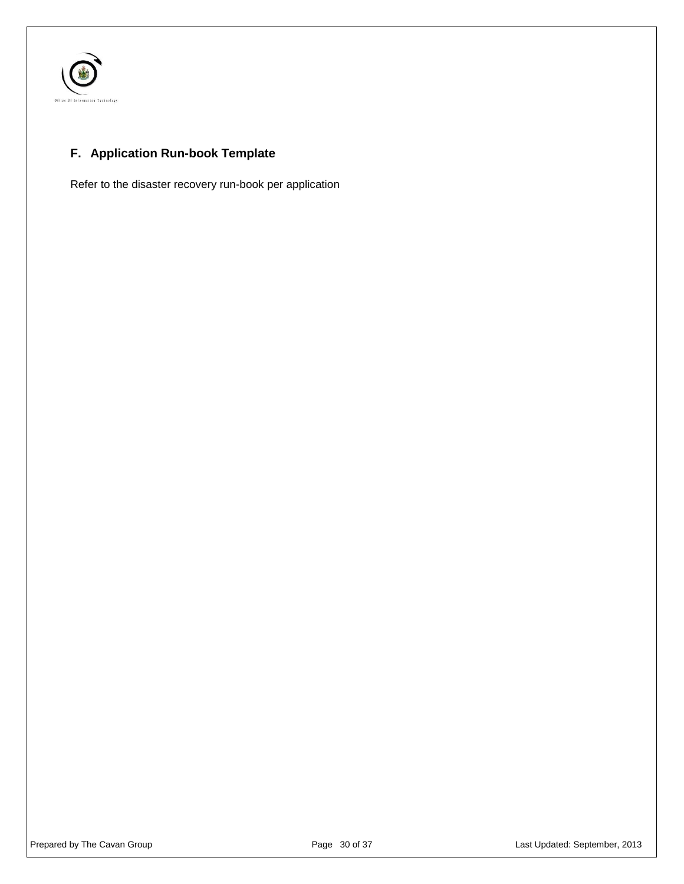## F. Application Run-book Template

Refer to the disaster recovery run-book per application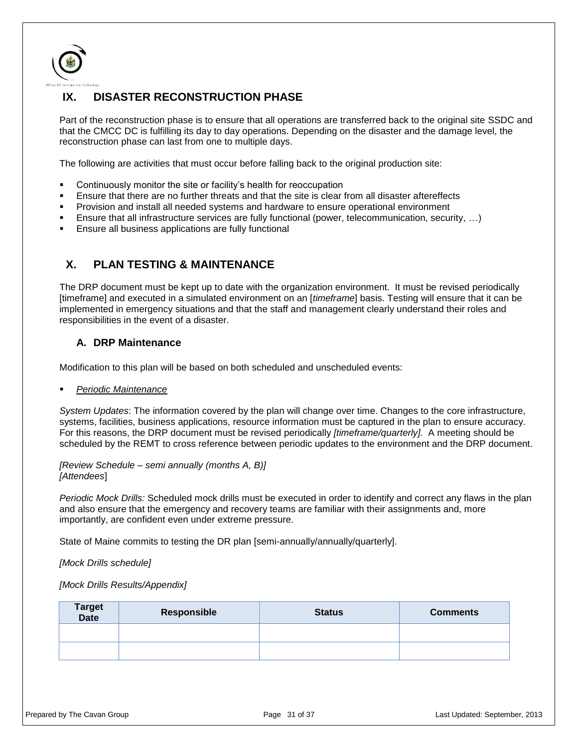## IX. DISASTER RECONSTRUCTION PHASE

Part of the reconstruction phase is to ensure that all operations are transferred back to the original site SSDC and that the CMCC DC is fulfilling its day to day operations. Depending on the disaster and the damage level, the reconstruction phase can last from one to multiple days.

The following are activities that must occur before falling back to the original production site:

- Continuously monitor the site or facility's health for reoccupation
- Ensure that there are no further threats and that the site is clear from all disaster aftereffects
- Provision and install all needed systems and hardware to ensure operational environment
- Ensure that all infrastructure services are fully functional (power, telecommunication, security, …)
- Ensure all business applications are fully functional

## X. PLAN TESTING & MAINTENANCE

The DRP document must be kept up to date with the organization environment. It must be revised periodically [timeframe] and executed in a simulated environment on an [*timeframe*] basis. Testing will ensure that it can be implemented in emergency situations and that the staff and management clearly understand their roles and responsibilities in the event of a disaster.

### A. DRP Maintenance

Modification to this plan will be based on both scheduled and unscheduled events:

- *Periodic Maintenance*

*System Updates*: The information covered by the plan will change over time. Changes to the core infrastructure, systems, facilities, business applications, resource information must be captured in the plan to ensure accuracy. For this reasons, the DRP document must be revised periodically *[timeframe/quarterly].* A meeting should be scheduled by the REMT to cross reference between periodic updates to the environment and the DRP document.

*[Review Schedule – semi annually (months A, B)]*
*[Attendees*]

*Periodic Mock Drills:* Scheduled mock drills must be executed in order to identify and correct any flaws in the plan and also ensure that the emergency and recovery teams are familiar with their assignments and, more importantly, are confident even under extreme pressure.

State of Maine commits to testing the DR plan [semi-annually/annually/quarterly].

*[Mock Drills schedule]*

*[Mock Drills Results/Appendix]*

| Target Date | Responsible | Status | Comments |
|---|---|---|---|
| | | | |
| | | | |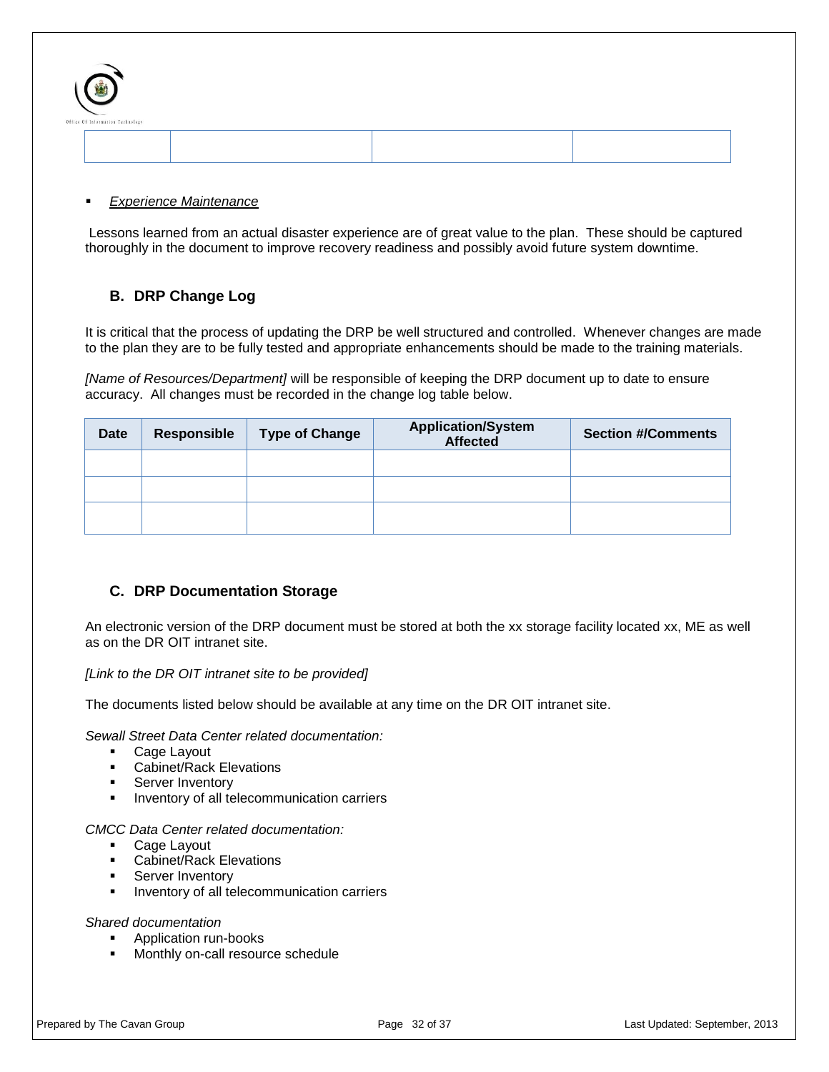| | | | |
|---|---|---|---|
| | | | |

- *Experience Maintenance*

Lessons learned from an actual disaster experience are of great value to the plan. These should be captured thoroughly in the document to improve recovery readiness and possibly avoid future system downtime.

## B. DRP Change Log

It is critical that the process of updating the DRP be well structured and controlled. Whenever changes are made to the plan they are to be fully tested and appropriate enhancements should be made to the training materials.

*[Name of Resources/Department]* will be responsible of keeping the DRP document up to date to ensure accuracy. All changes must be recorded in the change log table below.

| Date | Responsible | Type of Change | Application/System Affected | Section #/Comments |
|---|---|---|---|---|
| | | | | |
| | | | | |
| | | | | |

## C. DRP Documentation Storage

An electronic version of the DRP document must be stored at both the xx storage facility located xx, ME as well as on the DR OIT intranet site.

*[Link to the DR OIT intranet site to be provided]*

The documents listed below should be available at any time on the DR OIT intranet site.

*Sewall Street Data Center related documentation:*

- Cage Layout
- Cabinet/Rack Elevations
- Server Inventory
- Inventory of all telecommunication carriers

*CMCC Data Center related documentation:*

- Cage Layout
- Cabinet/Rack Elevations
- Server Inventory
- Inventory of all telecommunication carriers

*Shared documentation*

- Application run-books
- Monthly on-call resource schedule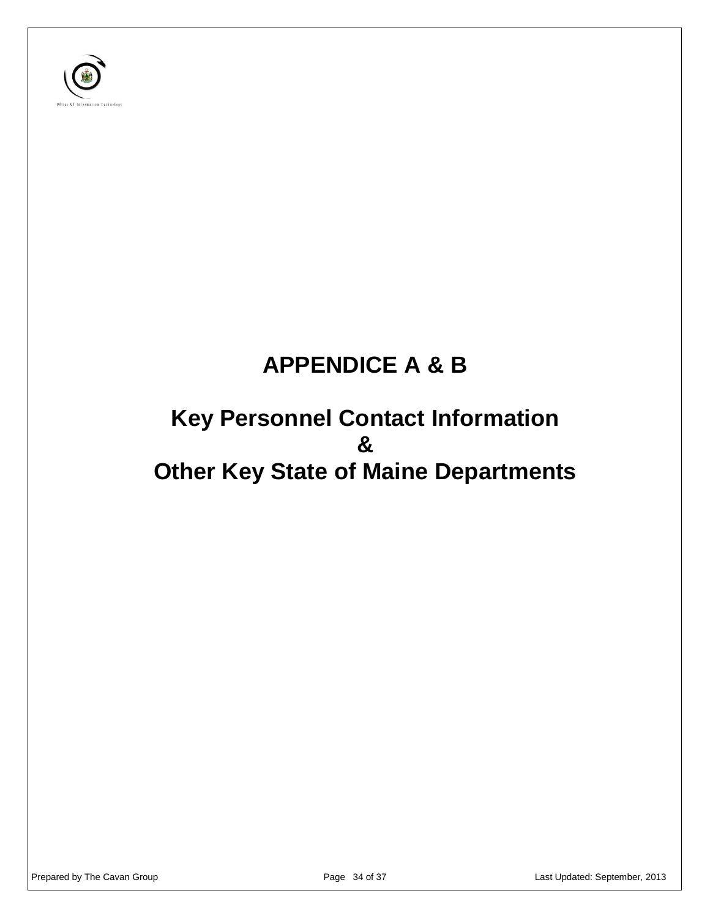# APPENDICE A & B

## Key Personnel Contact Information
## &
## Other Key State of Maine Departments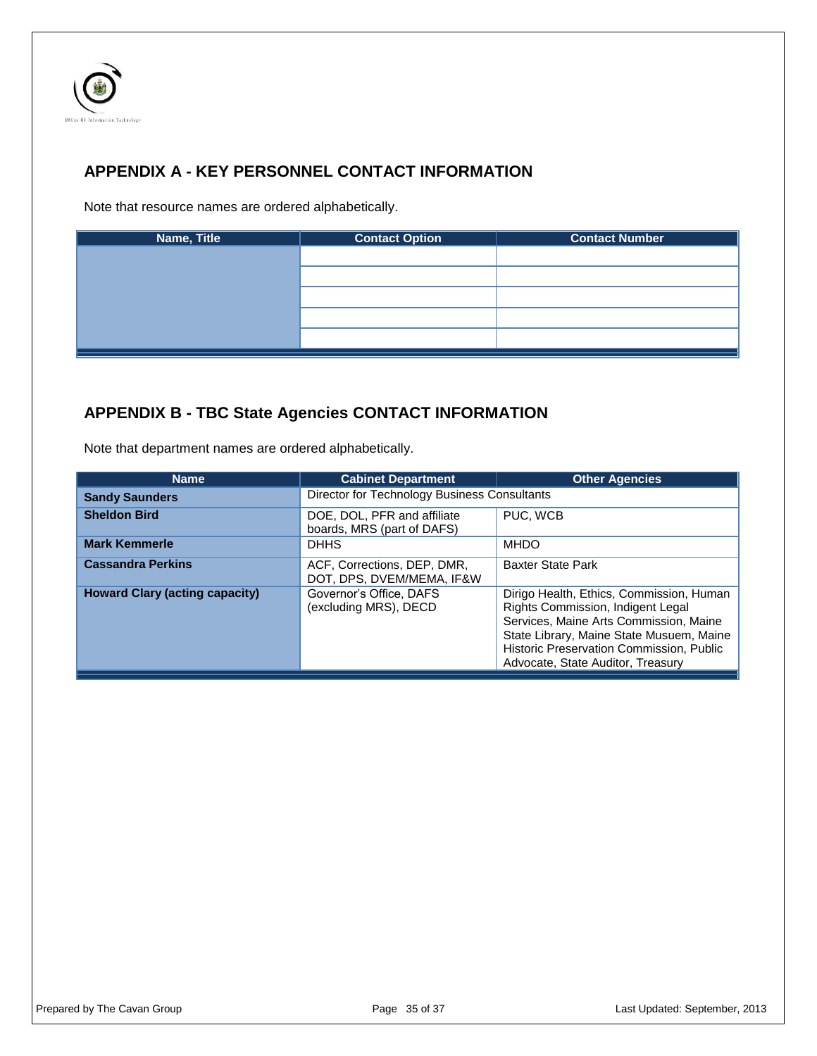## APPENDIX A - KEY PERSONNEL CONTACT INFORMATION

Note that resource names are ordered alphabetically.

| Name, Title | Contact Option | Contact Number |
|---|---|---|
| | | |
| | | |
| | | |
| | | |
| | | |

## APPENDIX B - TBC State Agencies CONTACT INFORMATION

Note that department names are ordered alphabetically.

| Name | Cabinet Department | Other Agencies |
|---|---|---|
| **Sandy Saunders** | Director for Technology Business Consultants | |
| **Sheldon Bird** | DOE, DOL, PFR and affiliate boards, MRS (part of DAFS) | PUC, WCB |
| **Mark Kemmerle** | DHHS | MHDO |
| **Cassandra Perkins** | ACF, Corrections, DEP, DMR, DOT, DPS, DVEM/MEMA, IF&W | Baxter State Park |
| **Howard Clary (acting capacity)** | Governor's Office, DAFS (excluding MRS), DECD | Dirigo Health, Ethics, Commission, Human Rights Commission, Indigent Legal Services, Maine Arts Commission, Maine State Library, Maine State Musuem, Maine Historic Preservation Commission, Public Advocate, State Auditor, Treasury |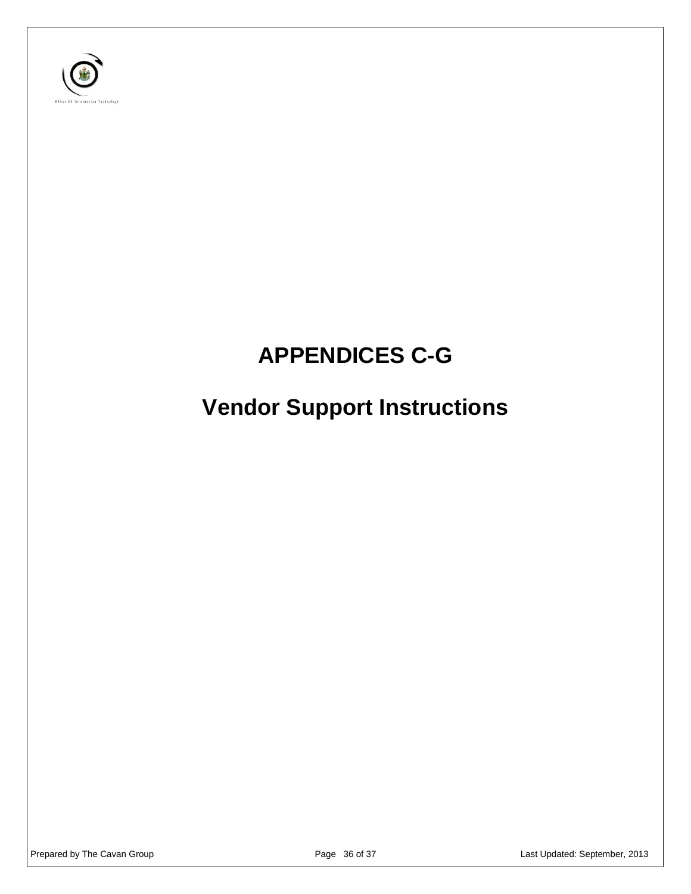# APPENDICES C-G

# Vendor Support Instructions